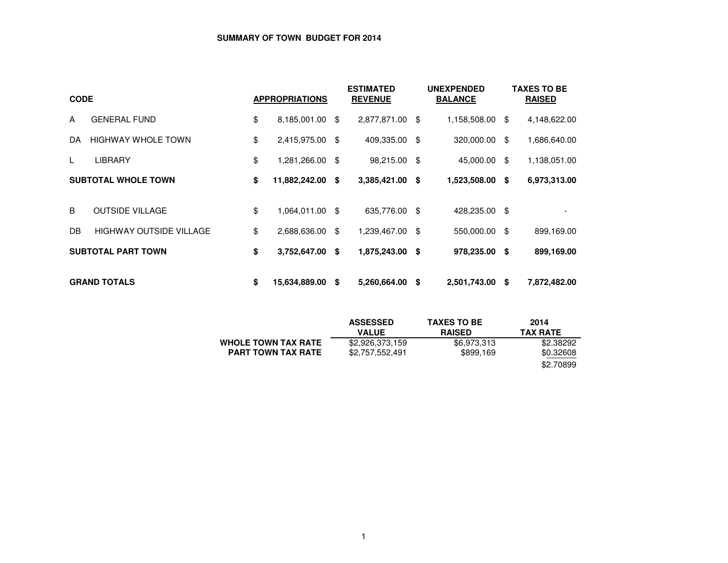# SUMMARY OF TOWN BUDGET FOR 2014

| CODE | | APPROPRIATIONS | ESTIMATED REVENUE | UNEXPENDED BALANCE | TAXES TO BE RAISED |
|---|---|---|---|---|---|
| A | GENERAL FUND | $ 8,185,001.00 | $ 2,877,871.00 | $ 1,158,508.00 | $ 4,148,622.00 |
| DA | HIGHWAY WHOLE TOWN | $ 2,415,975.00 | $ 409,335.00 | $ 320,000.00 | $ 1,686,640.00 |
| L | LIBRARY | $ 1,281,266.00 | $ 98,215.00 | $ 45,000.00 | $ 1,138,051.00 |
| **SUBTOTAL WHOLE TOWN** | | **$ 11,882,242.00** | **$ 3,385,421.00** | **$ 1,523,508.00** | **$ 6,973,313.00** |
| B | OUTSIDE VILLAGE | $ 1,064,011.00 | $ 635,776.00 | $ 428,235.00 | $ - |
| DB | HIGHWAY OUTSIDE VILLAGE | $ 2,688,636.00 | $ 1,239,467.00 | $ 550,000.00 | $ 899,169.00 |
| **SUBTOTAL PART TOWN** | | **$ 3,752,647.00** | **$ 1,875,243.00** | **$ 978,235.00** | **$ 899,169.00** |
| **GRAND TOTALS** | | **$ 15,634,889.00** | **$ 5,260,664.00** | **$ 2,501,743.00** | **$ 7,872,482.00** |

| | ASSESSED VALUE | TAXES TO BE RAISED | 2014 TAX RATE |
|---|---|---|---|
| **WHOLE TOWN TAX RATE** | $2,926,373,159 | $6,973,313 | $2.38292 |
| **PART TOWN TAX RATE** | $2,757,552,491 | $899,169 | $0.32608 |
| | | | $2.70899 |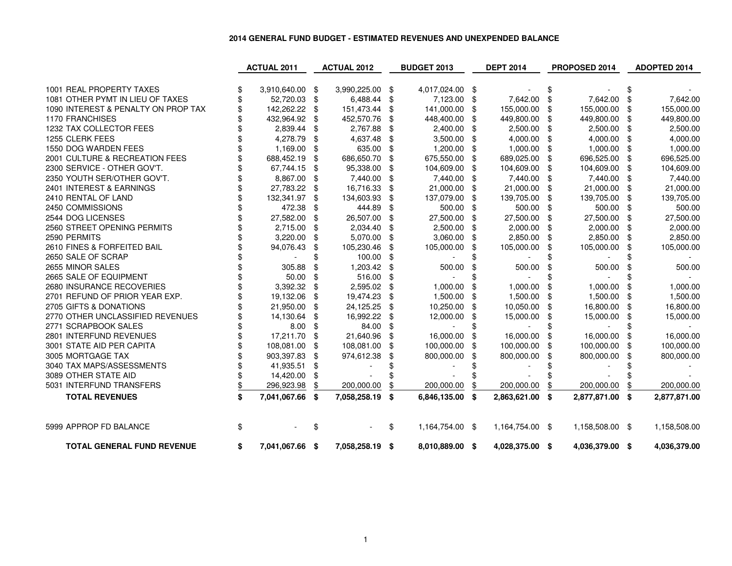**2014 GENERAL FUND BUDGET - ESTIMATED REVENUES AND UNEXPENDED BALANCE**

| | ACTUAL 2011 | ACTUAL 2012 | BUDGET 2013 | DEPT 2014 | PROPOSED 2014 | ADOPTED 2014 |
|---|---|---|---|---|---|---|
| 1001 REAL PROPERTY TAXES | $ 3,910,640.00 | $ 3,990,225.00 | $ 4,017,024.00 | $ - | $ - | $ - |
| 1081 OTHER PYMT IN LIEU OF TAXES | $ 52,720.03 | $ 6,488.44 | $ 7,123.00 | $ 7,642.00 | $ 7,642.00 | $ 7,642.00 |
| 1090 INTEREST & PENALTY ON PROP TAX | $ 142,262.22 | $ 151,473.44 | $ 141,000.00 | $ 155,000.00 | $ 155,000.00 | $ 155,000.00 |
| 1170 FRANCHISES | $ 432,964.92 | $ 452,570.76 | $ 448,400.00 | $ 449,800.00 | $ 449,800.00 | $ 449,800.00 |
| 1232 TAX COLLECTOR FEES | $ 2,839.44 | $ 2,767.88 | $ 2,400.00 | $ 2,500.00 | $ 2,500.00 | $ 2,500.00 |
| 1255 CLERK FEES | $ 4,278.79 | $ 4,637.48 | $ 3,500.00 | $ 4,000.00 | $ 4,000.00 | $ 4,000.00 |
| 1550 DOG WARDEN FEES | $ 1,169.00 | $ 635.00 | $ 1,200.00 | $ 1,000.00 | $ 1,000.00 | $ 1,000.00 |
| 2001 CULTURE & RECREATION FEES | $ 688,452.19 | $ 686,650.70 | $ 675,550.00 | $ 689,025.00 | $ 696,525.00 | $ 696,525.00 |
| 2300 SERVICE - OTHER GOV'T. | $ 67,744.15 | $ 95,338.00 | $ 104,609.00 | $ 104,609.00 | $ 104,609.00 | $ 104,609.00 |
| 2350 YOUTH SER/OTHER GOV'T. | $ 8,867.00 | $ 7,440.00 | $ 7,440.00 | $ 7,440.00 | $ 7,440.00 | $ 7,440.00 |
| 2401 INTEREST & EARNINGS | $ 27,783.22 | $ 16,716.33 | $ 21,000.00 | $ 21,000.00 | $ 21,000.00 | $ 21,000.00 |
| 2410 RENTAL OF LAND | $ 132,341.97 | $ 134,603.93 | $ 137,079.00 | $ 139,705.00 | $ 139,705.00 | $ 139,705.00 |
| 2450 COMMISSIONS | $ 472.38 | $ 444.89 | $ 500.00 | $ 500.00 | $ 500.00 | $ 500.00 |
| 2544 DOG LICENSES | $ 27,582.00 | $ 26,507.00 | $ 27,500.00 | $ 27,500.00 | $ 27,500.00 | $ 27,500.00 |
| 2560 STREET OPENING PERMITS | $ 2,715.00 | $ 2,034.40 | $ 2,500.00 | $ 2,000.00 | $ 2,000.00 | $ 2,000.00 |
| 2590 PERMITS | $ 3,220.00 | $ 5,070.00 | $ 3,060.00 | $ 2,850.00 | $ 2,850.00 | $ 2,850.00 |
| 2610 FINES & FORFEITED BAIL | $ 94,076.43 | $ 105,230.46 | $ 105,000.00 | $ 105,000.00 | $ 105,000.00 | $ 105,000.00 |
| 2650 SALE OF SCRAP | $ - | $ 100.00 | $ - | $ - | $ - | $ - |
| 2655 MINOR SALES | $ 305.88 | $ 1,203.42 | $ 500.00 | $ 500.00 | $ 500.00 | $ 500.00 |
| 2665 SALE OF EQUIPMENT | $ 50.00 | $ 516.00 | $ - | $ - | $ - | $ - |
| 2680 INSURANCE RECOVERIES | $ 3,392.32 | $ 2,595.02 | $ 1,000.00 | $ 1,000.00 | $ 1,000.00 | $ 1,000.00 |
| 2701 REFUND OF PRIOR YEAR EXP. | $ 19,132.06 | $ 19,474.23 | $ 1,500.00 | $ 1,500.00 | $ 1,500.00 | $ 1,500.00 |
| 2705 GIFTS & DONATIONS | $ 21,950.00 | $ 24,125.25 | $ 10,250.00 | $ 10,050.00 | $ 16,800.00 | $ 16,800.00 |
| 2770 OTHER UNCLASSIFIED REVENUES | $ 14,130.64 | $ 16,992.22 | $ 12,000.00 | $ 15,000.00 | $ 15,000.00 | $ 15,000.00 |
| 2771 SCRAPBOOK SALES | $ 8.00 | $ 84.00 | $ - | $ - | $ - | $ - |
| 2801 INTERFUND REVENUES | $ 17,211.70 | $ 21,640.96 | $ 16,000.00 | $ 16,000.00 | $ 16,000.00 | $ 16,000.00 |
| 3001 STATE AID PER CAPITA | $ 108,081.00 | $ 108,081.00 | $ 100,000.00 | $ 100,000.00 | $ 100,000.00 | $ 100,000.00 |
| 3005 MORTGAGE TAX | $ 903,397.83 | $ 974,612.38 | $ 800,000.00 | $ 800,000.00 | $ 800,000.00 | $ 800,000.00 |
| 3040 TAX MAPS/ASSESSMENTS | $ 41,935.51 | $ - | $ - | $ - | $ - | $ - |
| 3089 OTHER STATE AID | $ 14,420.00 | $ - | $ - | $ - | $ - | $ - |
| 5031 INTERFUND TRANSFERS | $ 296,923.98 | $ 200,000.00 | $ 200,000.00 | $ 200,000.00 | $ 200,000.00 | $ 200,000.00 |
| **TOTAL REVENUES** | **$ 7,041,067.66** | **$ 7,058,258.19** | **$ 6,846,135.00** | **$ 2,863,621.00** | **$ 2,877,871.00** | **$ 2,877,871.00** |
| 5999 APPROP FD BALANCE | $ - | $ - | $ 1,164,754.00 | $ 1,164,754.00 | $ 1,158,508.00 | $ 1,158,508.00 |
| **TOTAL GENERAL FUND REVENUE** | **$ 7,041,067.66** | **$ 7,058,258.19** | **$ 8,010,889.00** | **$ 4,028,375.00** | **$ 4,036,379.00** | **$ 4,036,379.00** |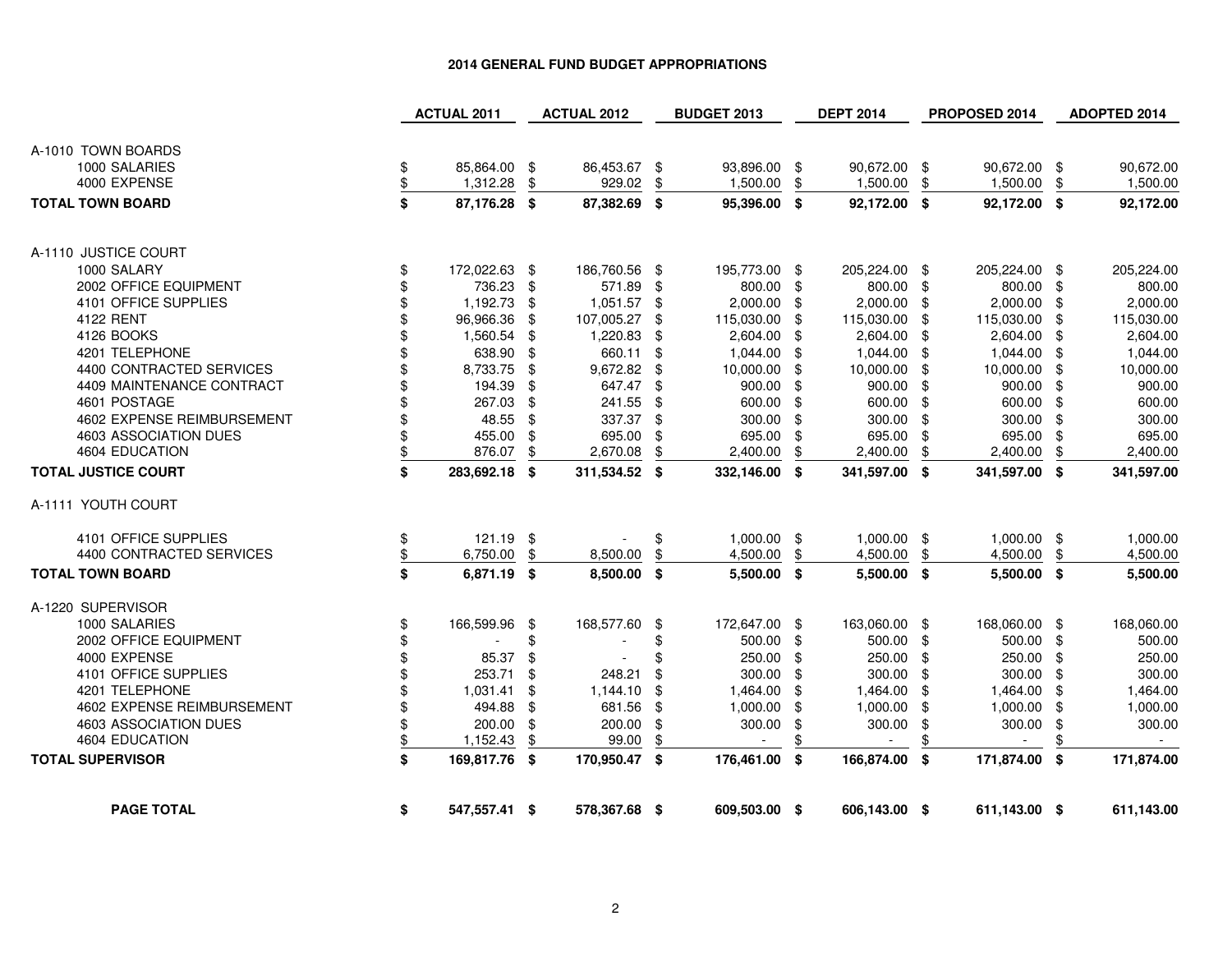## 2014 GENERAL FUND BUDGET APPROPRIATIONS

| | ACTUAL 2011 | ACTUAL 2012 | BUDGET 2013 | DEPT 2014 | PROPOSED 2014 | ADOPTED 2014 |
|---|---|---|---|---|---|---|
| A-1010 TOWN BOARDS | | | | | | |
| 1000 SALARIES | $ 85,864.00 | $ 86,453.67 | $ 93,896.00 | $ 90,672.00 | $ 90,672.00 | $ 90,672.00 |
| 4000 EXPENSE | $ 1,312.28 | $ 929.02 | $ 1,500.00 | $ 1,500.00 | $ 1,500.00 | $ 1,500.00 |
| **TOTAL TOWN BOARD** | **$ 87,176.28** | **$ 87,382.69** | **$ 95,396.00** | **$ 92,172.00** | **$ 92,172.00** | **$ 92,172.00** |
| A-1110 JUSTICE COURT | | | | | | |
| 1000 SALARY | $ 172,022.63 | $ 186,760.56 | $ 195,773.00 | $ 205,224.00 | $ 205,224.00 | $ 205,224.00 |
| 2002 OFFICE EQUIPMENT | $ 736.23 | $ 571.89 | $ 800.00 | $ 800.00 | $ 800.00 | $ 800.00 |
| 4101 OFFICE SUPPLIES | $ 1,192.73 | $ 1,051.57 | $ 2,000.00 | $ 2,000.00 | $ 2,000.00 | $ 2,000.00 |
| 4122 RENT | $ 96,966.36 | $ 107,005.27 | $ 115,030.00 | $ 115,030.00 | $ 115,030.00 | $ 115,030.00 |
| 4126 BOOKS | $ 1,560.54 | $ 1,220.83 | $ 2,604.00 | $ 2,604.00 | $ 2,604.00 | $ 2,604.00 |
| 4201 TELEPHONE | $ 638.90 | $ 660.11 | $ 1,044.00 | $ 1,044.00 | $ 1,044.00 | $ 1,044.00 |
| 4400 CONTRACTED SERVICES | $ 8,733.75 | $ 9,672.82 | $ 10,000.00 | $ 10,000.00 | $ 10,000.00 | $ 10,000.00 |
| 4409 MAINTENANCE CONTRACT | $ 194.39 | $ 647.47 | $ 900.00 | $ 900.00 | $ 900.00 | $ 900.00 |
| 4601 POSTAGE | $ 267.03 | $ 241.55 | $ 600.00 | $ 600.00 | $ 600.00 | $ 600.00 |
| 4602 EXPENSE REIMBURSEMENT | $ 48.55 | $ 337.37 | $ 300.00 | $ 300.00 | $ 300.00 | $ 300.00 |
| 4603 ASSOCIATION DUES | $ 455.00 | $ 695.00 | $ 695.00 | $ 695.00 | $ 695.00 | $ 695.00 |
| 4604 EDUCATION | $ 876.07 | $ 2,670.08 | $ 2,400.00 | $ 2,400.00 | $ 2,400.00 | $ 2,400.00 |
| **TOTAL JUSTICE COURT** | **$ 283,692.18** | **$ 311,534.52** | **$ 332,146.00** | **$ 341,597.00** | **$ 341,597.00** | **$ 341,597.00** |
| A-1111 YOUTH COURT | | | | | | |
| 4101 OFFICE SUPPLIES | $ 121.19 | $ - | $ 1,000.00 | $ 1,000.00 | $ 1,000.00 | $ 1,000.00 |
| 4400 CONTRACTED SERVICES | $ 6,750.00 | $ 8,500.00 | $ 4,500.00 | $ 4,500.00 | $ 4,500.00 | $ 4,500.00 |
| **TOTAL TOWN BOARD** | **$ 6,871.19** | **$ 8,500.00** | **$ 5,500.00** | **$ 5,500.00** | **$ 5,500.00** | **$ 5,500.00** |
| A-1220 SUPERVISOR | | | | | | |
| 1000 SALARIES | $ 166,599.96 | $ 168,577.60 | $ 172,647.00 | $ 163,060.00 | $ 168,060.00 | $ 168,060.00 |
| 2002 OFFICE EQUIPMENT | $ - | $ - | $ 500.00 | $ 500.00 | $ 500.00 | $ 500.00 |
| 4000 EXPENSE | $ 85.37 | $ - | $ 250.00 | $ 250.00 | $ 250.00 | $ 250.00 |
| 4101 OFFICE SUPPLIES | $ 253.71 | $ 248.21 | $ 300.00 | $ 300.00 | $ 300.00 | $ 300.00 |
| 4201 TELEPHONE | $ 1,031.41 | $ 1,144.10 | $ 1,464.00 | $ 1,464.00 | $ 1,464.00 | $ 1,464.00 |
| 4602 EXPENSE REIMBURSEMENT | $ 494.88 | $ 681.56 | $ 1,000.00 | $ 1,000.00 | $ 1,000.00 | $ 1,000.00 |
| 4603 ASSOCIATION DUES | $ 200.00 | $ 200.00 | $ 300.00 | $ 300.00 | $ 300.00 | $ 300.00 |
| 4604 EDUCATION | $ 1,152.43 | $ 99.00 | $ - | $ - | $ - | $ - |
| **TOTAL SUPERVISOR** | **$ 169,817.76** | **$ 170,950.47** | **$ 176,461.00** | **$ 166,874.00** | **$ 171,874.00** | **$ 171,874.00** |
| **PAGE TOTAL** | **$ 547,557.41** | **$ 578,367.68** | **$ 609,503.00** | **$ 606,143.00** | **$ 611,143.00** | **$ 611,143.00** |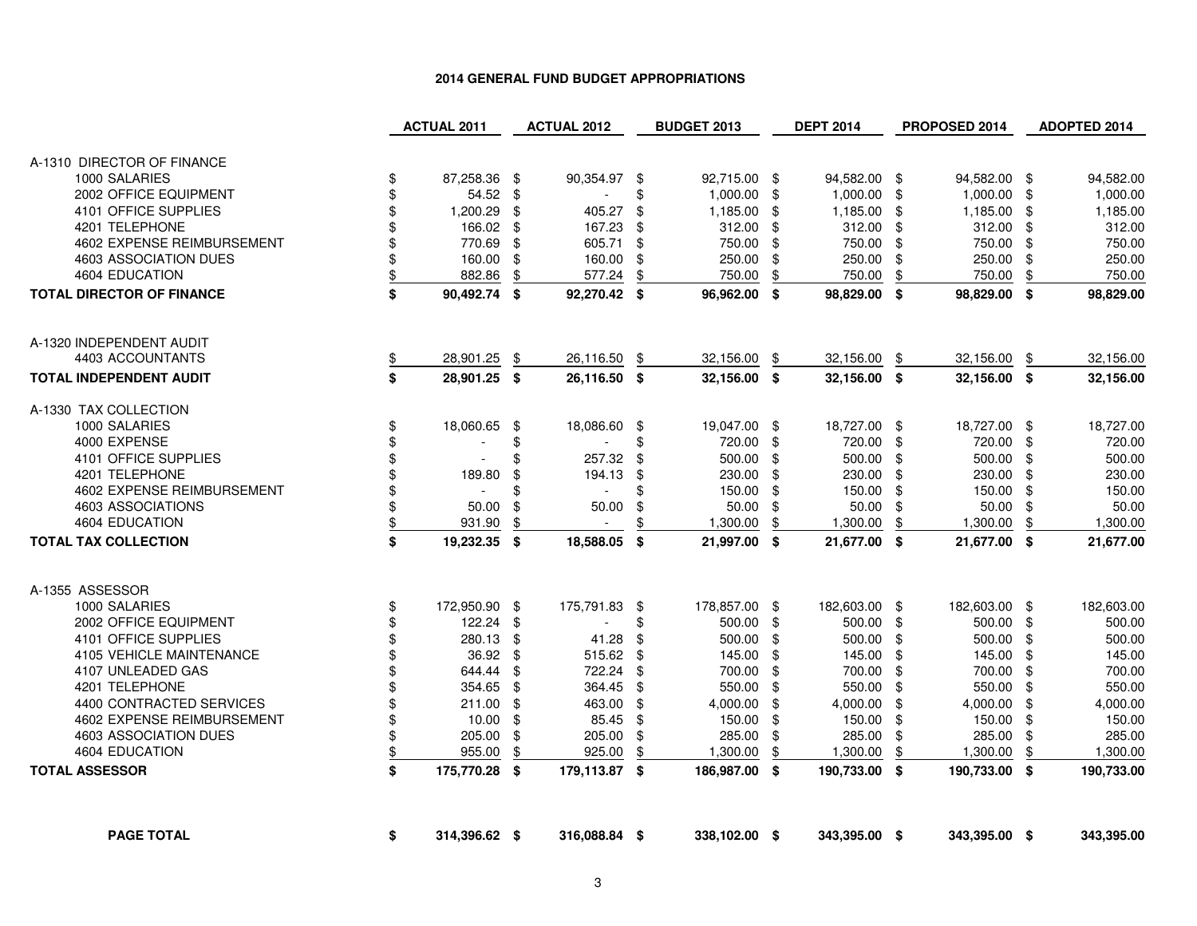## 2014 GENERAL FUND BUDGET APPROPRIATIONS

| | ACTUAL 2011 | ACTUAL 2012 | BUDGET 2013 | DEPT 2014 | PROPOSED 2014 | ADOPTED 2014 |
|---|---|---|---|---|---|---|
| A-1310 DIRECTOR OF FINANCE | | | | | | |
| 1000 SALARIES | $ 87,258.36 | $ 90,354.97 | $ 92,715.00 | $ 94,582.00 | $ 94,582.00 | $ 94,582.00 |
| 2002 OFFICE EQUIPMENT | $ 54.52 | $ - | $ 1,000.00 | $ 1,000.00 | $ 1,000.00 | $ 1,000.00 |
| 4101 OFFICE SUPPLIES | $ 1,200.29 | $ 405.27 | $ 1,185.00 | $ 1,185.00 | $ 1,185.00 | $ 1,185.00 |
| 4201 TELEPHONE | $ 166.02 | $ 167.23 | $ 312.00 | $ 312.00 | $ 312.00 | $ 312.00 |
| 4602 EXPENSE REIMBURSEMENT | $ 770.69 | $ 605.71 | $ 750.00 | $ 750.00 | $ 750.00 | $ 750.00 |
| 4603 ASSOCIATION DUES | $ 160.00 | $ 160.00 | $ 250.00 | $ 250.00 | $ 250.00 | $ 250.00 |
| 4604 EDUCATION | $ 882.86 | $ 577.24 | $ 750.00 | $ 750.00 | $ 750.00 | $ 750.00 |
| **TOTAL DIRECTOR OF FINANCE** | **$ 90,492.74** | **$ 92,270.42** | **$ 96,962.00** | **$ 98,829.00** | **$ 98,829.00** | **$ 98,829.00** |
| A-1320 INDEPENDENT AUDIT | | | | | | |
| 4403 ACCOUNTANTS | $ 28,901.25 | $ 26,116.50 | $ 32,156.00 | $ 32,156.00 | $ 32,156.00 | $ 32,156.00 |
| **TOTAL INDEPENDENT AUDIT** | **$ 28,901.25** | **$ 26,116.50** | **$ 32,156.00** | **$ 32,156.00** | **$ 32,156.00** | **$ 32,156.00** |
| A-1330 TAX COLLECTION | | | | | | |
| 1000 SALARIES | $ 18,060.65 | $ 18,086.60 | $ 19,047.00 | $ 18,727.00 | $ 18,727.00 | $ 18,727.00 |
| 4000 EXPENSE | $ - | $ - | $ 720.00 | $ 720.00 | $ 720.00 | $ 720.00 |
| 4101 OFFICE SUPPLIES | $ - | $ 257.32 | $ 500.00 | $ 500.00 | $ 500.00 | $ 500.00 |
| 4201 TELEPHONE | $ 189.80 | $ 194.13 | $ 230.00 | $ 230.00 | $ 230.00 | $ 230.00 |
| 4602 EXPENSE REIMBURSEMENT | $ - | $ - | $ 150.00 | $ 150.00 | $ 150.00 | $ 150.00 |
| 4603 ASSOCIATIONS | $ 50.00 | $ 50.00 | $ 50.00 | $ 50.00 | $ 50.00 | $ 50.00 |
| 4604 EDUCATION | $ 931.90 | $ - | $ 1,300.00 | $ 1,300.00 | $ 1,300.00 | $ 1,300.00 |
| **TOTAL TAX COLLECTION** | **$ 19,232.35** | **$ 18,588.05** | **$ 21,997.00** | **$ 21,677.00** | **$ 21,677.00** | **$ 21,677.00** |
| A-1355 ASSESSOR | | | | | | |
| 1000 SALARIES | $ 172,950.90 | $ 175,791.83 | $ 178,857.00 | $ 182,603.00 | $ 182,603.00 | $ 182,603.00 |
| 2002 OFFICE EQUIPMENT | $ 122.24 | $ - | $ 500.00 | $ 500.00 | $ 500.00 | $ 500.00 |
| 4101 OFFICE SUPPLIES | $ 280.13 | $ 41.28 | $ 500.00 | $ 500.00 | $ 500.00 | $ 500.00 |
| 4105 VEHICLE MAINTENANCE | $ 36.92 | $ 515.62 | $ 145.00 | $ 145.00 | $ 145.00 | $ 145.00 |
| 4107 UNLEADED GAS | $ 644.44 | $ 722.24 | $ 700.00 | $ 700.00 | $ 700.00 | $ 700.00 |
| 4201 TELEPHONE | $ 354.65 | $ 364.45 | $ 550.00 | $ 550.00 | $ 550.00 | $ 550.00 |
| 4400 CONTRACTED SERVICES | $ 211.00 | $ 463.00 | $ 4,000.00 | $ 4,000.00 | $ 4,000.00 | $ 4,000.00 |
| 4602 EXPENSE REIMBURSEMENT | $ 10.00 | $ 85.45 | $ 150.00 | $ 150.00 | $ 150.00 | $ 150.00 |
| 4603 ASSOCIATION DUES | $ 205.00 | $ 205.00 | $ 285.00 | $ 285.00 | $ 285.00 | $ 285.00 |
| 4604 EDUCATION | $ 955.00 | $ 925.00 | $ 1,300.00 | $ 1,300.00 | $ 1,300.00 | $ 1,300.00 |
| **TOTAL ASSESSOR** | **$ 175,770.28** | **$ 179,113.87** | **$ 186,987.00** | **$ 190,733.00** | **$ 190,733.00** | **$ 190,733.00** |
| **PAGE TOTAL** | **$ 314,396.62** | **$ 316,088.84** | **$ 338,102.00** | **$ 343,395.00** | **$ 343,395.00** | **$ 343,395.00** |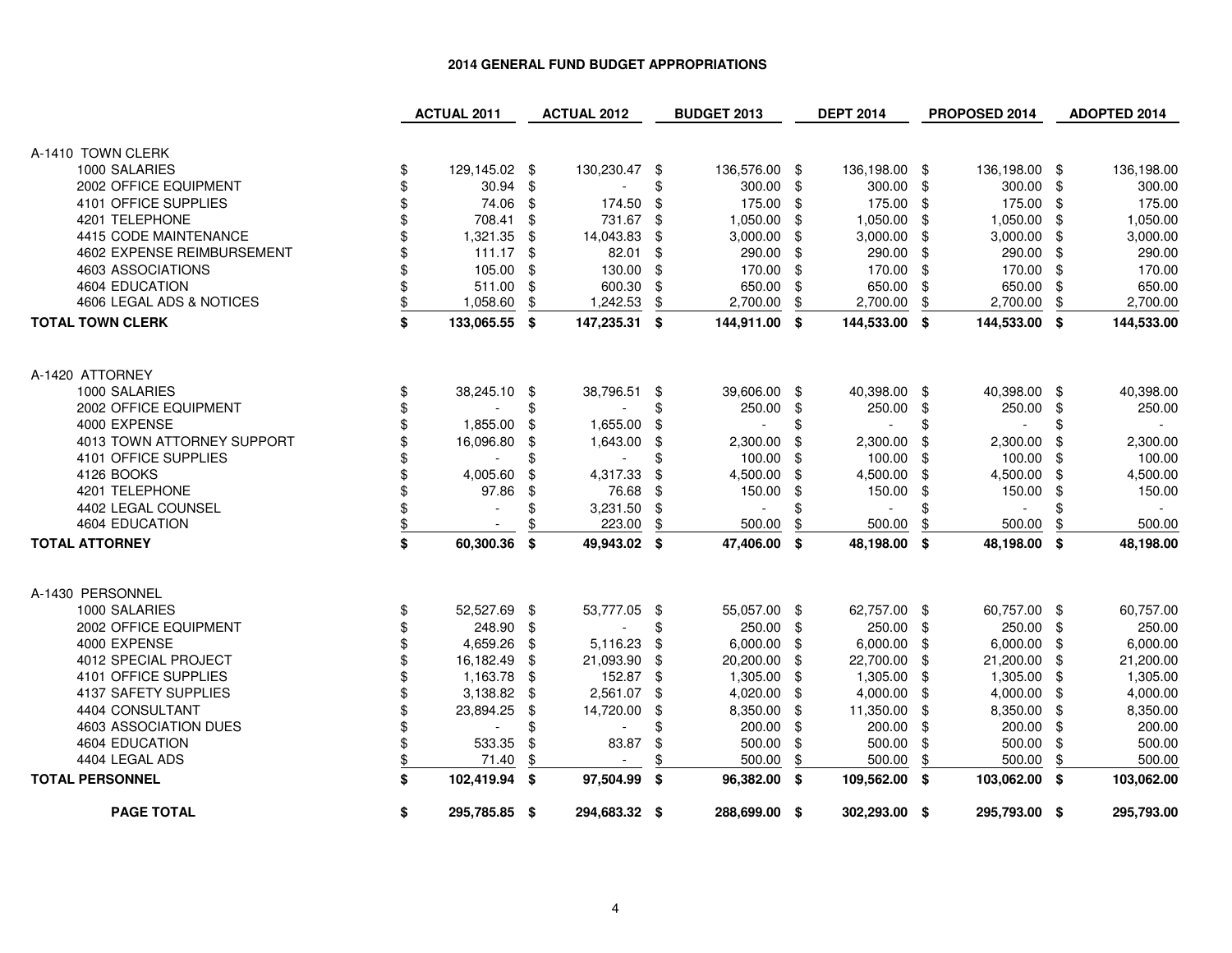**2014 GENERAL FUND BUDGET APPROPRIATIONS**

| | ACTUAL 2011 | ACTUAL 2012 | BUDGET 2013 | DEPT 2014 | PROPOSED 2014 | ADOPTED 2014 |
|---|---|---|---|---|---|---|
| A-1410 TOWN CLERK | | | | | | |
| 1000 SALARIES | $ 129,145.02 | $ 130,230.47 | $ 136,576.00 | $ 136,198.00 | $ 136,198.00 | $ 136,198.00 |
| 2002 OFFICE EQUIPMENT | $ 30.94 | $ - | $ 300.00 | $ 300.00 | $ 300.00 | $ 300.00 |
| 4101 OFFICE SUPPLIES | $ 74.06 | $ 174.50 | $ 175.00 | $ 175.00 | $ 175.00 | $ 175.00 |
| 4201 TELEPHONE | $ 708.41 | $ 731.67 | $ 1,050.00 | $ 1,050.00 | $ 1,050.00 | $ 1,050.00 |
| 4415 CODE MAINTENANCE | $ 1,321.35 | $ 14,043.83 | $ 3,000.00 | $ 3,000.00 | $ 3,000.00 | $ 3,000.00 |
| 4602 EXPENSE REIMBURSEMENT | $ 111.17 | $ 82.01 | $ 290.00 | $ 290.00 | $ 290.00 | $ 290.00 |
| 4603 ASSOCIATIONS | $ 105.00 | $ 130.00 | $ 170.00 | $ 170.00 | $ 170.00 | $ 170.00 |
| 4604 EDUCATION | $ 511.00 | $ 600.30 | $ 650.00 | $ 650.00 | $ 650.00 | $ 650.00 |
| 4606 LEGAL ADS & NOTICES | $ 1,058.60 | $ 1,242.53 | $ 2,700.00 | $ 2,700.00 | $ 2,700.00 | $ 2,700.00 |
| **TOTAL TOWN CLERK** | **$ 133,065.55** | **$ 147,235.31** | **$ 144,911.00** | **$ 144,533.00** | **$ 144,533.00** | **$ 144,533.00** |
| A-1420 ATTORNEY | | | | | | |
| 1000 SALARIES | $ 38,245.10 | $ 38,796.51 | $ 39,606.00 | $ 40,398.00 | $ 40,398.00 | $ 40,398.00 |
| 2002 OFFICE EQUIPMENT | $ - | $ - | $ 250.00 | $ 250.00 | $ 250.00 | $ 250.00 |
| 4000 EXPENSE | $ 1,855.00 | $ 1,655.00 | $ - | $ - | $ - | $ - |
| 4013 TOWN ATTORNEY SUPPORT | $ 16,096.80 | $ 1,643.00 | $ 2,300.00 | $ 2,300.00 | $ 2,300.00 | $ 2,300.00 |
| 4101 OFFICE SUPPLIES | $ - | $ - | $ 100.00 | $ 100.00 | $ 100.00 | $ 100.00 |
| 4126 BOOKS | $ 4,005.60 | $ 4,317.33 | $ 4,500.00 | $ 4,500.00 | $ 4,500.00 | $ 4,500.00 |
| 4201 TELEPHONE | $ 97.86 | $ 76.68 | $ 150.00 | $ 150.00 | $ 150.00 | $ 150.00 |
| 4402 LEGAL COUNSEL | $ - | $ 3,231.50 | $ - | $ - | $ - | $ - |
| 4604 EDUCATION | $ - | $ 223.00 | $ 500.00 | $ 500.00 | $ 500.00 | $ 500.00 |
| **TOTAL ATTORNEY** | **$ 60,300.36** | **$ 49,943.02** | **$ 47,406.00** | **$ 48,198.00** | **$ 48,198.00** | **$ 48,198.00** |
| A-1430 PERSONNEL | | | | | | |
| 1000 SALARIES | $ 52,527.69 | $ 53,777.05 | $ 55,057.00 | $ 62,757.00 | $ 60,757.00 | $ 60,757.00 |
| 2002 OFFICE EQUIPMENT | $ 248.90 | $ - | $ 250.00 | $ 250.00 | $ 250.00 | $ 250.00 |
| 4000 EXPENSE | $ 4,659.26 | $ 5,116.23 | $ 6,000.00 | $ 6,000.00 | $ 6,000.00 | $ 6,000.00 |
| 4012 SPECIAL PROJECT | $ 16,182.49 | $ 21,093.90 | $ 20,200.00 | $ 22,700.00 | $ 21,200.00 | $ 21,200.00 |
| 4101 OFFICE SUPPLIES | $ 1,163.78 | $ 152.87 | $ 1,305.00 | $ 1,305.00 | $ 1,305.00 | $ 1,305.00 |
| 4137 SAFETY SUPPLIES | $ 3,138.82 | $ 2,561.07 | $ 4,020.00 | $ 4,000.00 | $ 4,000.00 | $ 4,000.00 |
| 4404 CONSULTANT | $ 23,894.25 | $ 14,720.00 | $ 8,350.00 | $ 11,350.00 | $ 8,350.00 | $ 8,350.00 |
| 4603 ASSOCIATION DUES | $ - | $ - | $ 200.00 | $ 200.00 | $ 200.00 | $ 200.00 |
| 4604 EDUCATION | $ 533.35 | $ 83.87 | $ 500.00 | $ 500.00 | $ 500.00 | $ 500.00 |
| 4404 LEGAL ADS | $ 71.40 | $ - | $ 500.00 | $ 500.00 | $ 500.00 | $ 500.00 |
| **TOTAL PERSONNEL** | **$ 102,419.94** | **$ 97,504.99** | **$ 96,382.00** | **$ 109,562.00** | **$ 103,062.00** | **$ 103,062.00** |
| **PAGE TOTAL** | **$ 295,785.85** | **$ 294,683.32** | **$ 288,699.00** | **$ 302,293.00** | **$ 295,793.00** | **$ 295,793.00** |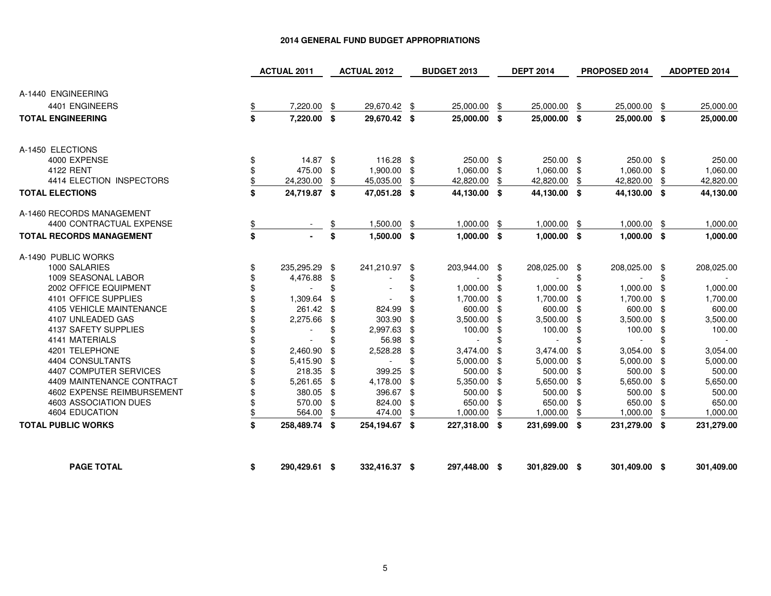## 2014 GENERAL FUND BUDGET APPROPRIATIONS

| | ACTUAL 2011 | ACTUAL 2012 | BUDGET 2013 | DEPT 2014 | PROPOSED 2014 | ADOPTED 2014 |
|---|---|---|---|---|---|---|
| A-1440 ENGINEERING | | | | | | |
| 4401 ENGINEERS | $ 7,220.00 | $ 29,670.42 | $ 25,000.00 | $ 25,000.00 | $ 25,000.00 | $ 25,000.00 |
| **TOTAL ENGINEERING** | **$ 7,220.00** | **$ 29,670.42** | **$ 25,000.00** | **$ 25,000.00** | **$ 25,000.00** | **$ 25,000.00** |
| A-1450 ELECTIONS | | | | | | |
| 4000 EXPENSE | $ 14.87 | $ 116.28 | $ 250.00 | $ 250.00 | $ 250.00 | $ 250.00 |
| 4122 RENT | $ 475.00 | $ 1,900.00 | $ 1,060.00 | $ 1,060.00 | $ 1,060.00 | $ 1,060.00 |
| 4414 ELECTION INSPECTORS | $ 24,230.00 | $ 45,035.00 | $ 42,820.00 | $ 42,820.00 | $ 42,820.00 | $ 42,820.00 |
| **TOTAL ELECTIONS** | **$ 24,719.87** | **$ 47,051.28** | **$ 44,130.00** | **$ 44,130.00** | **$ 44,130.00** | **$ 44,130.00** |
| A-1460 RECORDS MANAGEMENT | | | | | | |
| 4400 CONTRACTUAL EXPENSE | $ - | $ 1,500.00 | $ 1,000.00 | $ 1,000.00 | $ 1,000.00 | $ 1,000.00 |
| **TOTAL RECORDS MANAGEMENT** | **$ -** | **$ 1,500.00** | **$ 1,000.00** | **$ 1,000.00** | **$ 1,000.00** | **$ 1,000.00** |
| A-1490 PUBLIC WORKS | | | | | | |
| 1000 SALARIES | $ 235,295.29 | $ 241,210.97 | $ 203,944.00 | $ 208,025.00 | $ 208,025.00 | $ 208,025.00 |
| 1009 SEASONAL LABOR | $ 4,476.88 | $ - | $ - | $ - | $ - | $ - |
| 2002 OFFICE EQUIPMENT | $ - | $ - | $ 1,000.00 | $ 1,000.00 | $ 1,000.00 | $ 1,000.00 |
| 4101 OFFICE SUPPLIES | $ 1,309.64 | $ - | $ 1,700.00 | $ 1,700.00 | $ 1,700.00 | $ 1,700.00 |
| 4105 VEHICLE MAINTENANCE | $ 261.42 | $ 824.99 | $ 600.00 | $ 600.00 | $ 600.00 | $ 600.00 |
| 4107 UNLEADED GAS | $ 2,275.66 | $ 303.90 | $ 3,500.00 | $ 3,500.00 | $ 3,500.00 | $ 3,500.00 |
| 4137 SAFETY SUPPLIES | $ - | $ 2,997.63 | $ 100.00 | $ 100.00 | $ 100.00 | $ 100.00 |
| 4141 MATERIALS | $ - | $ 56.98 | $ - | $ - | $ - | $ - |
| 4201 TELEPHONE | $ 2,460.90 | $ 2,528.28 | $ 3,474.00 | $ 3,474.00 | $ 3,054.00 | $ 3,054.00 |
| 4404 CONSULTANTS | $ 5,415.90 | $ - | $ 5,000.00 | $ 5,000.00 | $ 5,000.00 | $ 5,000.00 |
| 4407 COMPUTER SERVICES | $ 218.35 | $ 399.25 | $ 500.00 | $ 500.00 | $ 500.00 | $ 500.00 |
| 4409 MAINTENANCE CONTRACT | $ 5,261.65 | $ 4,178.00 | $ 5,350.00 | $ 5,650.00 | $ 5,650.00 | $ 5,650.00 |
| 4602 EXPENSE REIMBURSEMENT | $ 380.05 | $ 396.67 | $ 500.00 | $ 500.00 | $ 500.00 | $ 500.00 |
| 4603 ASSOCIATION DUES | $ 570.00 | $ 824.00 | $ 650.00 | $ 650.00 | $ 650.00 | $ 650.00 |
| 4604 EDUCATION | $ 564.00 | $ 474.00 | $ 1,000.00 | $ 1,000.00 | $ 1,000.00 | $ 1,000.00 |
| **TOTAL PUBLIC WORKS** | **$ 258,489.74** | **$ 254,194.67** | **$ 227,318.00** | **$ 231,699.00** | **$ 231,279.00** | **$ 231,279.00** |
| **PAGE TOTAL** | **$ 290,429.61** | **$ 332,416.37** | **$ 297,448.00** | **$ 301,829.00** | **$ 301,409.00** | **$ 301,409.00** |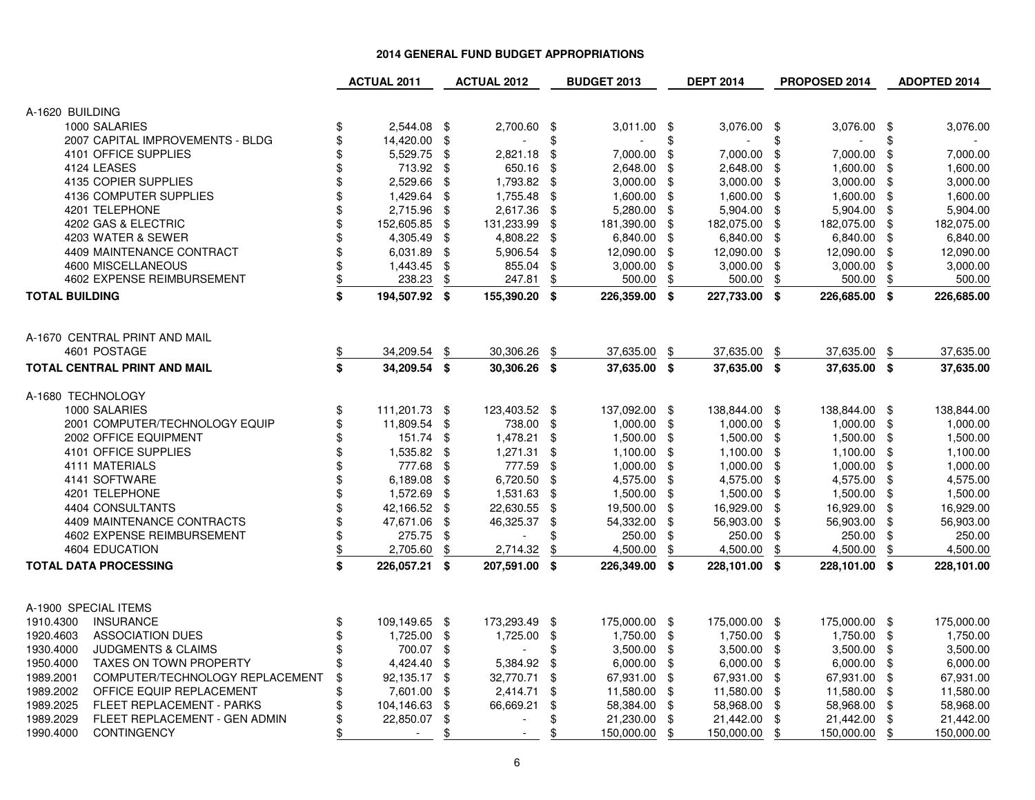## 2014 GENERAL FUND BUDGET APPROPRIATIONS

| | ACTUAL 2011 | ACTUAL 2012 | BUDGET 2013 | DEPT 2014 | PROPOSED 2014 | ADOPTED 2014 |
|---|---|---|---|---|---|---|
| **A-1620 BUILDING** | | | | | | |
| 1000 SALARIES | $ 2,544.08 | $ 2,700.60 | $ 3,011.00 | $ 3,076.00 | $ 3,076.00 | $ 3,076.00 |
| 2007 CAPITAL IMPROVEMENTS - BLDG | $ 14,420.00 | $ - | $ - | $ - | $ - | $ - |
| 4101 OFFICE SUPPLIES | $ 5,529.75 | $ 2,821.18 | $ 7,000.00 | $ 7,000.00 | $ 7,000.00 | $ 7,000.00 |
| 4124 LEASES | $ 713.92 | $ 650.16 | $ 2,648.00 | $ 2,648.00 | $ 1,600.00 | $ 1,600.00 |
| 4135 COPIER SUPPLIES | $ 2,529.66 | $ 1,793.82 | $ 3,000.00 | $ 3,000.00 | $ 3,000.00 | $ 3,000.00 |
| 4136 COMPUTER SUPPLIES | $ 1,429.64 | $ 1,755.48 | $ 1,600.00 | $ 1,600.00 | $ 1,600.00 | $ 1,600.00 |
| 4201 TELEPHONE | $ 2,715.96 | $ 2,617.36 | $ 5,280.00 | $ 5,904.00 | $ 5,904.00 | $ 5,904.00 |
| 4202 GAS & ELECTRIC | $ 152,605.85 | $ 131,233.99 | $ 181,390.00 | $ 182,075.00 | $ 182,075.00 | $ 182,075.00 |
| 4203 WATER & SEWER | $ 4,305.49 | $ 4,808.22 | $ 6,840.00 | $ 6,840.00 | $ 6,840.00 | $ 6,840.00 |
| 4409 MAINTENANCE CONTRACT | $ 6,031.89 | $ 5,906.54 | $ 12,090.00 | $ 12,090.00 | $ 12,090.00 | $ 12,090.00 |
| 4600 MISCELLANEOUS | $ 1,443.45 | $ 855.04 | $ 3,000.00 | $ 3,000.00 | $ 3,000.00 | $ 3,000.00 |
| 4602 EXPENSE REIMBURSEMENT | $ 238.23 | $ 247.81 | $ 500.00 | $ 500.00 | $ 500.00 | $ 500.00 |
| **TOTAL BUILDING** | **$ 194,507.92** | **$ 155,390.20** | **$ 226,359.00** | **$ 227,733.00** | **$ 226,685.00** | **$ 226,685.00** |
| **A-1670 CENTRAL PRINT AND MAIL** | | | | | | |
| 4601 POSTAGE | $ 34,209.54 | $ 30,306.26 | $ 37,635.00 | $ 37,635.00 | $ 37,635.00 | $ 37,635.00 |
| **TOTAL CENTRAL PRINT AND MAIL** | **$ 34,209.54** | **$ 30,306.26** | **$ 37,635.00** | **$ 37,635.00** | **$ 37,635.00** | **$ 37,635.00** |
| **A-1680 TECHNOLOGY** | | | | | | |
| 1000 SALARIES | $ 111,201.73 | $ 123,403.52 | $ 137,092.00 | $ 138,844.00 | $ 138,844.00 | $ 138,844.00 |
| 2001 COMPUTER/TECHNOLOGY EQUIP | $ 11,809.54 | $ 738.00 | $ 1,000.00 | $ 1,000.00 | $ 1,000.00 | $ 1,000.00 |
| 2002 OFFICE EQUIPMENT | $ 151.74 | $ 1,478.21 | $ 1,500.00 | $ 1,500.00 | $ 1,500.00 | $ 1,500.00 |
| 4101 OFFICE SUPPLIES | $ 1,535.82 | $ 1,271.31 | $ 1,100.00 | $ 1,100.00 | $ 1,100.00 | $ 1,100.00 |
| 4111 MATERIALS | $ 777.68 | $ 777.59 | $ 1,000.00 | $ 1,000.00 | $ 1,000.00 | $ 1,000.00 |
| 4141 SOFTWARE | $ 6,189.08 | $ 6,720.50 | $ 4,575.00 | $ 4,575.00 | $ 4,575.00 | $ 4,575.00 |
| 4201 TELEPHONE | $ 1,572.69 | $ 1,531.63 | $ 1,500.00 | $ 1,500.00 | $ 1,500.00 | $ 1,500.00 |
| 4404 CONSULTANTS | $ 42,166.52 | $ 22,630.55 | $ 19,500.00 | $ 16,929.00 | $ 16,929.00 | $ 16,929.00 |
| 4409 MAINTENANCE CONTRACTS | $ 47,671.06 | $ 46,325.37 | $ 54,332.00 | $ 56,903.00 | $ 56,903.00 | $ 56,903.00 |
| 4602 EXPENSE REIMBURSEMENT | $ 275.75 | $ - | $ 250.00 | $ 250.00 | $ 250.00 | $ 250.00 |
| 4604 EDUCATION | $ 2,705.60 | $ 2,714.32 | $ 4,500.00 | $ 4,500.00 | $ 4,500.00 | $ 4,500.00 |
| **TOTAL DATA PROCESSING** | **$ 226,057.21** | **$ 207,591.00** | **$ 226,349.00** | **$ 228,101.00** | **$ 228,101.00** | **$ 228,101.00** |
| **A-1900 SPECIAL ITEMS** | | | | | | |
| 1910.4300 INSURANCE | $ 109,149.65 | $ 173,293.49 | $ 175,000.00 | $ 175,000.00 | $ 175,000.00 | $ 175,000.00 |
| 1920.4603 ASSOCIATION DUES | $ 1,725.00 | $ 1,725.00 | $ 1,750.00 | $ 1,750.00 | $ 1,750.00 | $ 1,750.00 |
| 1930.4000 JUDGMENTS & CLAIMS | $ 700.07 | $ - | $ 3,500.00 | $ 3,500.00 | $ 3,500.00 | $ 3,500.00 |
| 1950.4000 TAXES ON TOWN PROPERTY | $ 4,424.40 | $ 5,384.92 | $ 6,000.00 | $ 6,000.00 | $ 6,000.00 | $ 6,000.00 |
| 1989.2001 COMPUTER/TECHNOLOGY REPLACEMENT | $ 92,135.17 | $ 32,770.71 | $ 67,931.00 | $ 67,931.00 | $ 67,931.00 | $ 67,931.00 |
| 1989.2002 OFFICE EQUIP REPLACEMENT | $ 7,601.00 | $ 2,414.71 | $ 11,580.00 | $ 11,580.00 | $ 11,580.00 | $ 11,580.00 |
| 1989.2025 FLEET REPLACEMENT - PARKS | $ 104,146.63 | $ 66,669.21 | $ 58,384.00 | $ 58,968.00 | $ 58,968.00 | $ 58,968.00 |
| 1989.2029 FLEET REPLACEMENT - GEN ADMIN | $ 22,850.07 | $ - | $ 21,230.00 | $ 21,442.00 | $ 21,442.00 | $ 21,442.00 |
| 1990.4000 CONTINGENCY | $ - | $ - | $ 150,000.00 | $ 150,000.00 | $ 150,000.00 | $ 150,000.00 |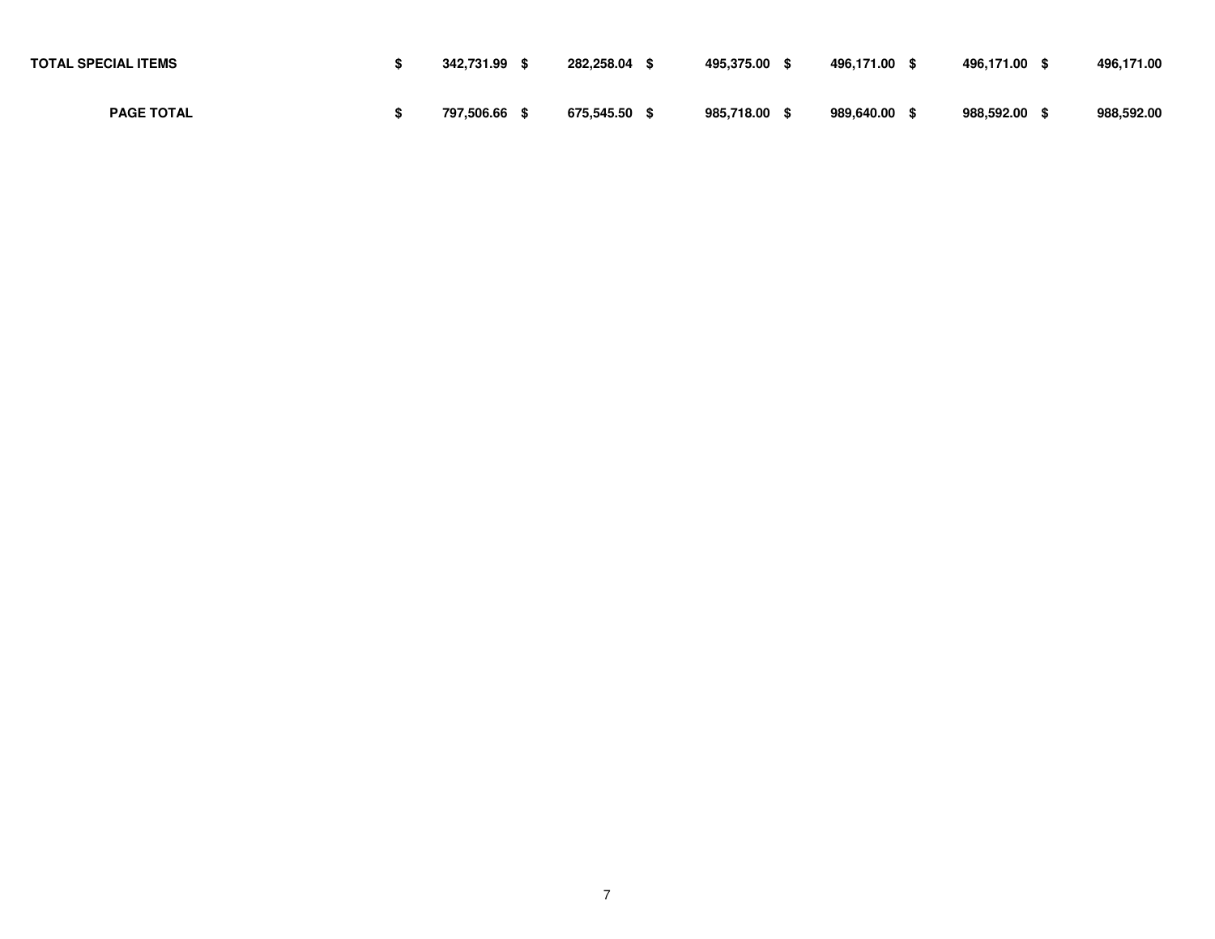| | | | | | | |
|---|---|---|---|---|---|---|
| **TOTAL SPECIAL ITEMS** | **$ 342,731.99** | **$ 282,258.04** | **$ 495,375.00** | **$ 496,171.00** | **$ 496,171.00** | **$ 496,171.00** |
| **PAGE TOTAL** | **$ 797,506.66** | **$ 675,545.50** | **$ 985,718.00** | **$ 989,640.00** | **$ 988,592.00** | **$ 988,592.00** |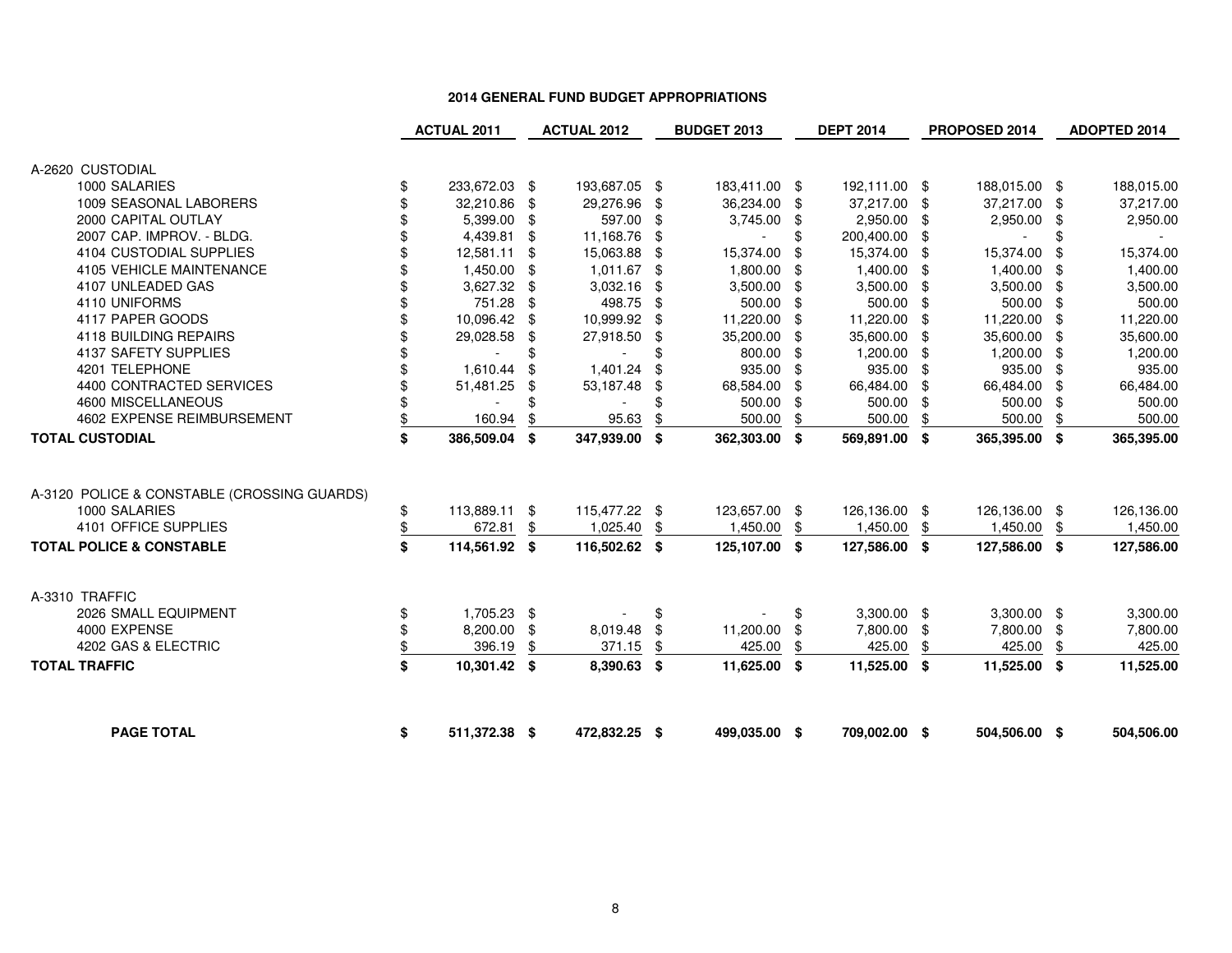## 2014 GENERAL FUND BUDGET APPROPRIATIONS

| | ACTUAL 2011 | ACTUAL 2012 | BUDGET 2013 | DEPT 2014 | PROPOSED 2014 | ADOPTED 2014 |
|---|---|---|---|---|---|---|
| A-2620 CUSTODIAL | | | | | | |
| 1000 SALARIES | $ 233,672.03 | $ 193,687.05 | $ 183,411.00 | $ 192,111.00 | $ 188,015.00 | $ 188,015.00 |
| 1009 SEASONAL LABORERS | $ 32,210.86 | $ 29,276.96 | $ 36,234.00 | $ 37,217.00 | $ 37,217.00 | $ 37,217.00 |
| 2000 CAPITAL OUTLAY | $ 5,399.00 | $ 597.00 | $ 3,745.00 | $ 2,950.00 | $ 2,950.00 | $ 2,950.00 |
| 2007 CAP. IMPROV. - BLDG. | $ 4,439.81 | $ 11,168.76 | $ - | $ 200,400.00 | $ - | $ - |
| 4104 CUSTODIAL SUPPLIES | $ 12,581.11 | $ 15,063.88 | $ 15,374.00 | $ 15,374.00 | $ 15,374.00 | $ 15,374.00 |
| 4105 VEHICLE MAINTENANCE | $ 1,450.00 | $ 1,011.67 | $ 1,800.00 | $ 1,400.00 | $ 1,400.00 | $ 1,400.00 |
| 4107 UNLEADED GAS | $ 3,627.32 | $ 3,032.16 | $ 3,500.00 | $ 3,500.00 | $ 3,500.00 | $ 3,500.00 |
| 4110 UNIFORMS | $ 751.28 | $ 498.75 | $ 500.00 | $ 500.00 | $ 500.00 | $ 500.00 |
| 4117 PAPER GOODS | $ 10,096.42 | $ 10,999.92 | $ 11,220.00 | $ 11,220.00 | $ 11,220.00 | $ 11,220.00 |
| 4118 BUILDING REPAIRS | $ 29,028.58 | $ 27,918.50 | $ 35,200.00 | $ 35,600.00 | $ 35,600.00 | $ 35,600.00 |
| 4137 SAFETY SUPPLIES | $ - | $ - | $ 800.00 | $ 1,200.00 | $ 1,200.00 | $ 1,200.00 |
| 4201 TELEPHONE | $ 1,610.44 | $ 1,401.24 | $ 935.00 | $ 935.00 | $ 935.00 | $ 935.00 |
| 4400 CONTRACTED SERVICES | $ 51,481.25 | $ 53,187.48 | $ 68,584.00 | $ 66,484.00 | $ 66,484.00 | $ 66,484.00 |
| 4600 MISCELLANEOUS | $ - | $ - | $ 500.00 | $ 500.00 | $ 500.00 | $ 500.00 |
| 4602 EXPENSE REIMBURSEMENT | $ 160.94 | $ 95.63 | $ 500.00 | $ 500.00 | $ 500.00 | $ 500.00 |
| **TOTAL CUSTODIAL** | **$ 386,509.04** | **$ 347,939.00** | **$ 362,303.00** | **$ 569,891.00** | **$ 365,395.00** | **$ 365,395.00** |
| | | | | | | |
| A-3120 POLICE & CONSTABLE (CROSSING GUARDS) | | | | | | |
| 1000 SALARIES | $ 113,889.11 | $ 115,477.22 | $ 123,657.00 | $ 126,136.00 | $ 126,136.00 | $ 126,136.00 |
| 4101 OFFICE SUPPLIES | $ 672.81 | $ 1,025.40 | $ 1,450.00 | $ 1,450.00 | $ 1,450.00 | $ 1,450.00 |
| **TOTAL POLICE & CONSTABLE** | **$ 114,561.92** | **$ 116,502.62** | **$ 125,107.00** | **$ 127,586.00** | **$ 127,586.00** | **$ 127,586.00** |
| | | | | | | |
| A-3310 TRAFFIC | | | | | | |
| 2026 SMALL EQUIPMENT | $ 1,705.23 | $ - | $ - | $ 3,300.00 | $ 3,300.00 | $ 3,300.00 |
| 4000 EXPENSE | $ 8,200.00 | $ 8,019.48 | $ 11,200.00 | $ 7,800.00 | $ 7,800.00 | $ 7,800.00 |
| 4202 GAS & ELECTRIC | $ 396.19 | $ 371.15 | $ 425.00 | $ 425.00 | $ 425.00 | $ 425.00 |
| **TOTAL TRAFFIC** | **$ 10,301.42** | **$ 8,390.63** | **$ 11,625.00** | **$ 11,525.00** | **$ 11,525.00** | **$ 11,525.00** |
| | | | | | | |
| **PAGE TOTAL** | **$ 511,372.38** | **$ 472,832.25** | **$ 499,035.00** | **$ 709,002.00** | **$ 504,506.00** | **$ 504,506.00** |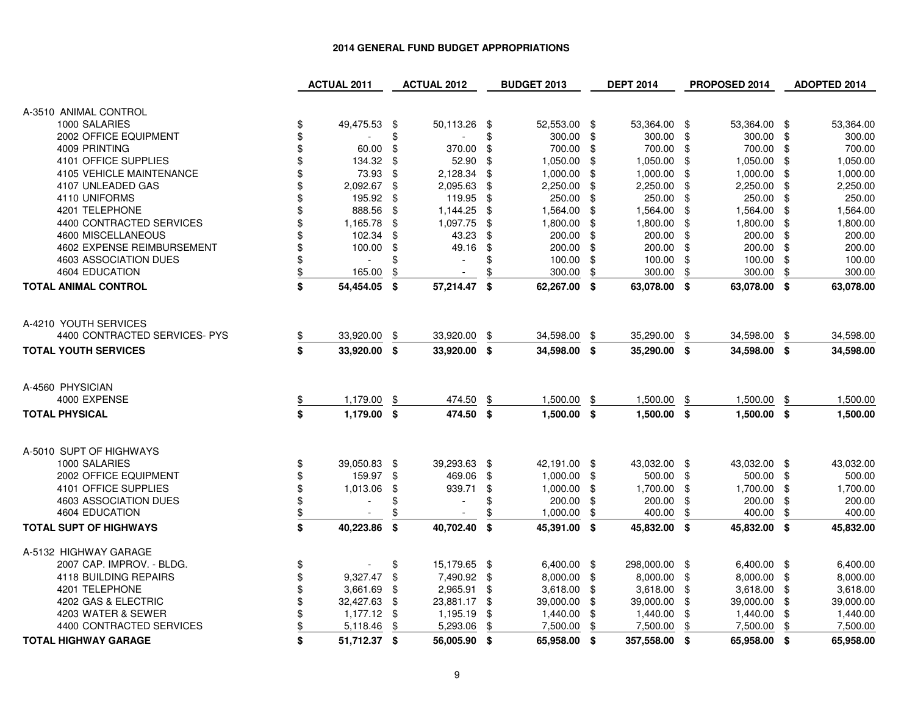## 2014 GENERAL FUND BUDGET APPROPRIATIONS

| | ACTUAL 2011 | ACTUAL 2012 | BUDGET 2013 | DEPT 2014 | PROPOSED 2014 | ADOPTED 2014 |
|---|---|---|---|---|---|---|
| A-3510 ANIMAL CONTROL | | | | | | |
| 1000 SALARIES | $ 49,475.53 | $ 50,113.26 | $ 52,553.00 | $ 53,364.00 | $ 53,364.00 | $ 53,364.00 |
| 2002 OFFICE EQUIPMENT | $ - | $ - | $ 300.00 | $ 300.00 | $ 300.00 | $ 300.00 |
| 4009 PRINTING | $ 60.00 | $ 370.00 | $ 700.00 | $ 700.00 | $ 700.00 | $ 700.00 |
| 4101 OFFICE SUPPLIES | $ 134.32 | $ 52.90 | $ 1,050.00 | $ 1,050.00 | $ 1,050.00 | $ 1,050.00 |
| 4105 VEHICLE MAINTENANCE | $ 73.93 | $ 2,128.34 | $ 1,000.00 | $ 1,000.00 | $ 1,000.00 | $ 1,000.00 |
| 4107 UNLEADED GAS | $ 2,092.67 | $ 2,095.63 | $ 2,250.00 | $ 2,250.00 | $ 2,250.00 | $ 2,250.00 |
| 4110 UNIFORMS | $ 195.92 | $ 119.95 | $ 250.00 | $ 250.00 | $ 250.00 | $ 250.00 |
| 4201 TELEPHONE | $ 888.56 | $ 1,144.25 | $ 1,564.00 | $ 1,564.00 | $ 1,564.00 | $ 1,564.00 |
| 4400 CONTRACTED SERVICES | $ 1,165.78 | $ 1,097.75 | $ 1,800.00 | $ 1,800.00 | $ 1,800.00 | $ 1,800.00 |
| 4600 MISCELLANEOUS | $ 102.34 | $ 43.23 | $ 200.00 | $ 200.00 | $ 200.00 | $ 200.00 |
| 4602 EXPENSE REIMBURSEMENT | $ 100.00 | $ 49.16 | $ 200.00 | $ 200.00 | $ 200.00 | $ 200.00 |
| 4603 ASSOCIATION DUES | $ - | $ - | $ 100.00 | $ 100.00 | $ 100.00 | $ 100.00 |
| 4604 EDUCATION | $ 165.00 | $ - | $ 300.00 | $ 300.00 | $ 300.00 | $ 300.00 |
| **TOTAL ANIMAL CONTROL** | **$ 54,454.05** | **$ 57,214.47** | **$ 62,267.00** | **$ 63,078.00** | **$ 63,078.00** | **$ 63,078.00** |
| | | | | | | |
| A-4210 YOUTH SERVICES | | | | | | |
| 4400 CONTRACTED SERVICES- PYS | $ 33,920.00 | $ 33,920.00 | $ 34,598.00 | $ 35,290.00 | $ 34,598.00 | $ 34,598.00 |
| **TOTAL YOUTH SERVICES** | **$ 33,920.00** | **$ 33,920.00** | **$ 34,598.00** | **$ 35,290.00** | **$ 34,598.00** | **$ 34,598.00** |
| | | | | | | |
| A-4560 PHYSICIAN | | | | | | |
| 4000 EXPENSE | $ 1,179.00 | $ 474.50 | $ 1,500.00 | $ 1,500.00 | $ 1,500.00 | $ 1,500.00 |
| **TOTAL PHYSICAL** | **$ 1,179.00** | **$ 474.50** | **$ 1,500.00** | **$ 1,500.00** | **$ 1,500.00** | **$ 1,500.00** |
| | | | | | | |
| A-5010 SUPT OF HIGHWAYS | | | | | | |
| 1000 SALARIES | $ 39,050.83 | $ 39,293.63 | $ 42,191.00 | $ 43,032.00 | $ 43,032.00 | $ 43,032.00 |
| 2002 OFFICE EQUIPMENT | $ 159.97 | $ 469.06 | $ 1,000.00 | $ 500.00 | $ 500.00 | $ 500.00 |
| 4101 OFFICE SUPPLIES | $ 1,013.06 | $ 939.71 | $ 1,000.00 | $ 1,700.00 | $ 1,700.00 | $ 1,700.00 |
| 4603 ASSOCIATION DUES | $ - | $ - | $ 200.00 | $ 200.00 | $ 200.00 | $ 200.00 |
| 4604 EDUCATION | $ - | $ - | $ 1,000.00 | $ 400.00 | $ 400.00 | $ 400.00 |
| **TOTAL SUPT OF HIGHWAYS** | **$ 40,223.86** | **$ 40,702.40** | **$ 45,391.00** | **$ 45,832.00** | **$ 45,832.00** | **$ 45,832.00** |
| | | | | | | |
| A-5132 HIGHWAY GARAGE | | | | | | |
| 2007 CAP. IMPROV. - BLDG. | $ - | $ 15,179.65 | $ 6,400.00 | $ 298,000.00 | $ 6,400.00 | $ 6,400.00 |
| 4118 BUILDING REPAIRS | $ 9,327.47 | $ 7,490.92 | $ 8,000.00 | $ 8,000.00 | $ 8,000.00 | $ 8,000.00 |
| 4201 TELEPHONE | $ 3,661.69 | $ 2,965.91 | $ 3,618.00 | $ 3,618.00 | $ 3,618.00 | $ 3,618.00 |
| 4202 GAS & ELECTRIC | $ 32,427.63 | $ 23,881.17 | $ 39,000.00 | $ 39,000.00 | $ 39,000.00 | $ 39,000.00 |
| 4203 WATER & SEWER | $ 1,177.12 | $ 1,195.19 | $ 1,440.00 | $ 1,440.00 | $ 1,440.00 | $ 1,440.00 |
| 4400 CONTRACTED SERVICES | $ 5,118.46 | $ 5,293.06 | $ 7,500.00 | $ 7,500.00 | $ 7,500.00 | $ 7,500.00 |
| **TOTAL HIGHWAY GARAGE** | **$ 51,712.37** | **$ 56,005.90** | **$ 65,958.00** | **$ 357,558.00** | **$ 65,958.00** | **$ 65,958.00** |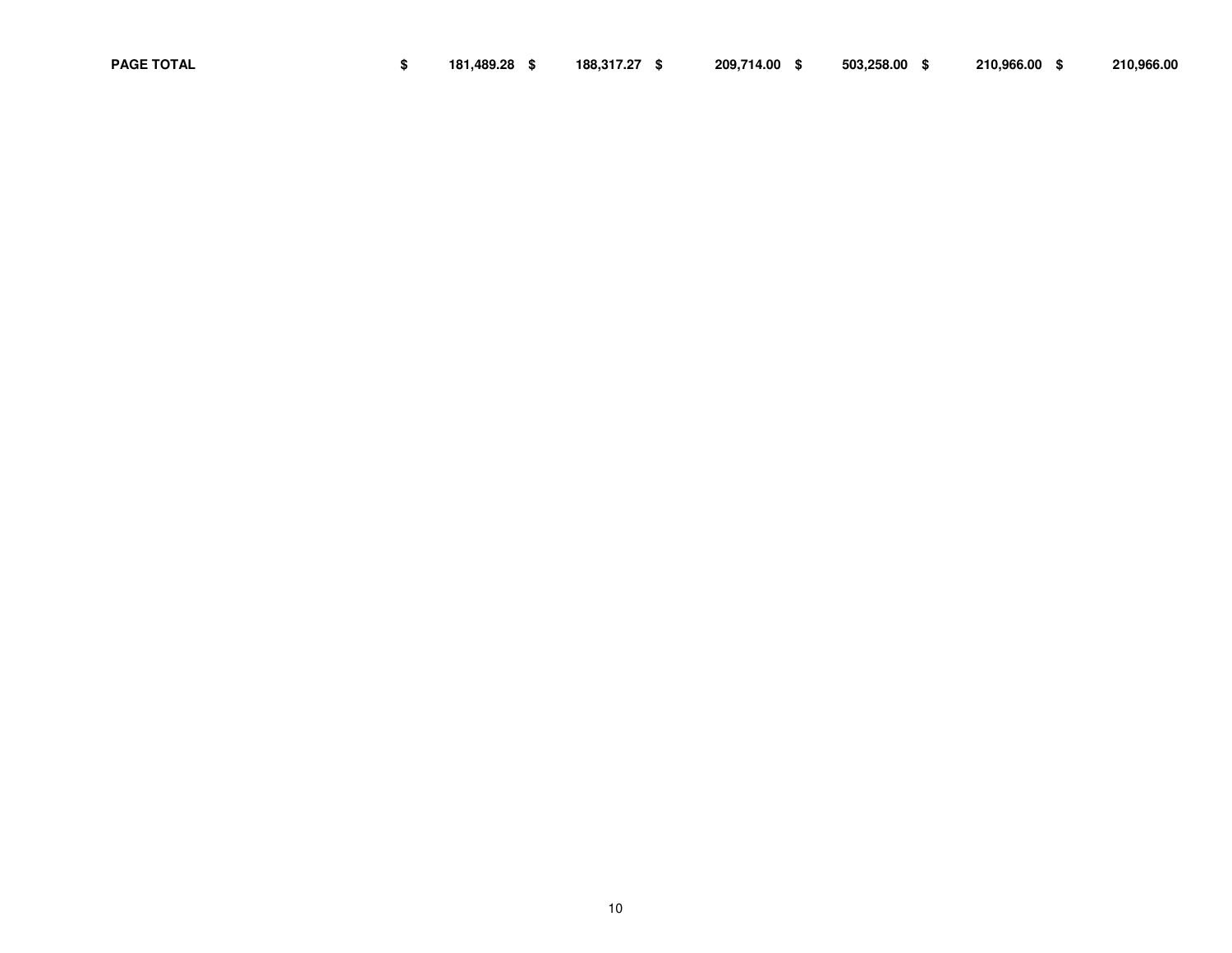| PAGE TOTAL | $ 181,489.28 | $ 188,317.27 | $ 209,714.00 | $ 503,258.00 | $ 210,966.00 | $ 210,966.00 |
|---|---|---|---|---|---|---|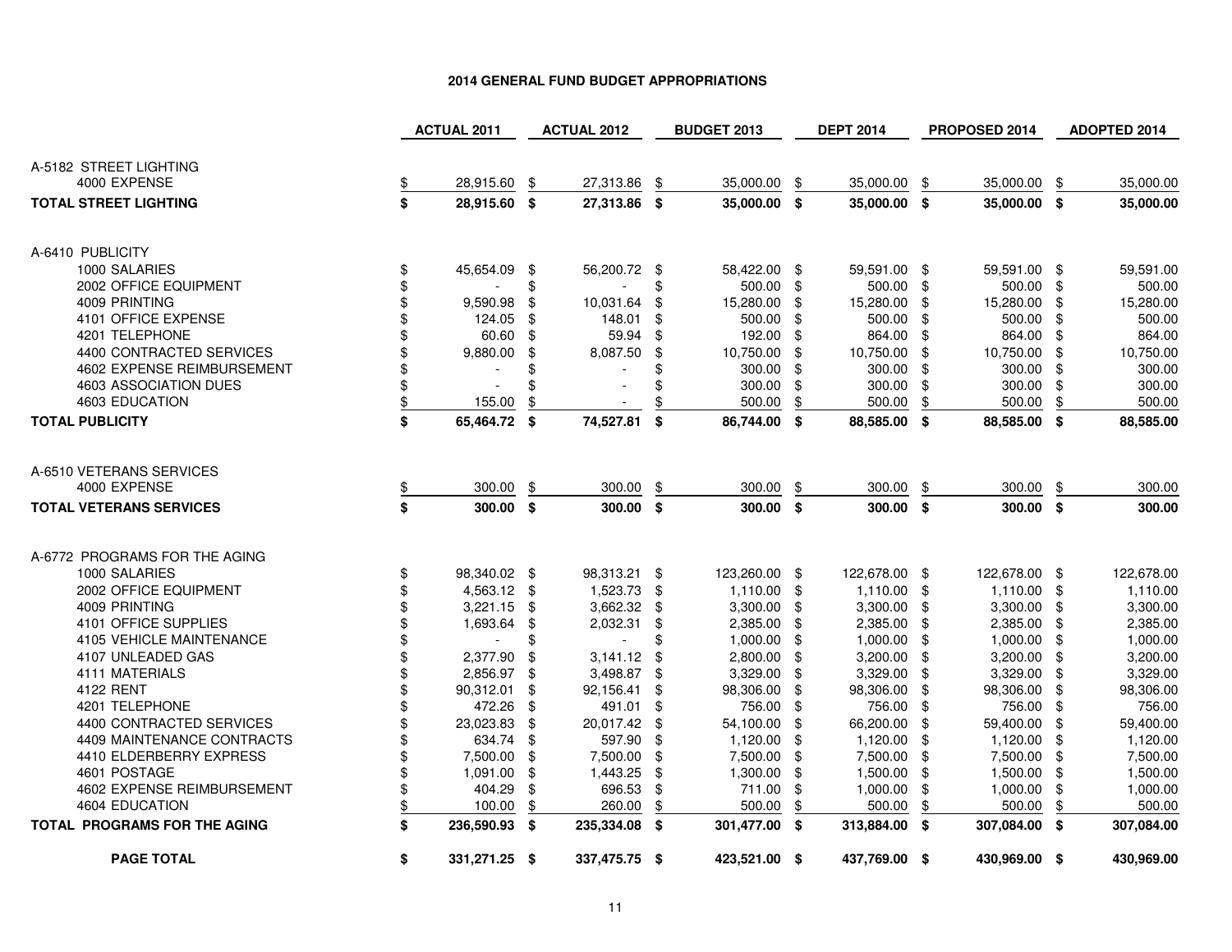**2014 GENERAL FUND BUDGET APPROPRIATIONS**

| | ACTUAL 2011 | ACTUAL 2012 | BUDGET 2013 | DEPT 2014 | PROPOSED 2014 | ADOPTED 2014 |
|---|---|---|---|---|---|---|
| A-5182 STREET LIGHTING | | | | | | |
| 4000 EXPENSE | $ 28,915.60 | $ 27,313.86 | $ 35,000.00 | $ 35,000.00 | $ 35,000.00 | $ 35,000.00 |
| **TOTAL STREET LIGHTING** | **$ 28,915.60** | **$ 27,313.86** | **$ 35,000.00** | **$ 35,000.00** | **$ 35,000.00** | **$ 35,000.00** |
| A-6410 PUBLICITY | | | | | | |
| 1000 SALARIES | $ 45,654.09 | $ 56,200.72 | $ 58,422.00 | $ 59,591.00 | $ 59,591.00 | $ 59,591.00 |
| 2002 OFFICE EQUIPMENT | $ - | $ - | $ 500.00 | $ 500.00 | $ 500.00 | $ 500.00 |
| 4009 PRINTING | $ 9,590.98 | $ 10,031.64 | $ 15,280.00 | $ 15,280.00 | $ 15,280.00 | $ 15,280.00 |
| 4101 OFFICE EXPENSE | $ 124.05 | $ 148.01 | $ 500.00 | $ 500.00 | $ 500.00 | $ 500.00 |
| 4201 TELEPHONE | $ 60.60 | $ 59.94 | $ 192.00 | $ 864.00 | $ 864.00 | $ 864.00 |
| 4400 CONTRACTED SERVICES | $ 9,880.00 | $ 8,087.50 | $ 10,750.00 | $ 10,750.00 | $ 10,750.00 | $ 10,750.00 |
| 4602 EXPENSE REIMBURSEMENT | $ - | $ - | $ 300.00 | $ 300.00 | $ 300.00 | $ 300.00 |
| 4603 ASSOCIATION DUES | $ - | $ - | $ 300.00 | $ 300.00 | $ 300.00 | $ 300.00 |
| 4603 EDUCATION | $ 155.00 | $ - | $ 500.00 | $ 500.00 | $ 500.00 | $ 500.00 |
| **TOTAL PUBLICITY** | **$ 65,464.72** | **$ 74,527.81** | **$ 86,744.00** | **$ 88,585.00** | **$ 88,585.00** | **$ 88,585.00** |
| A-6510 VETERANS SERVICES | | | | | | |
| 4000 EXPENSE | $ 300.00 | $ 300.00 | $ 300.00 | $ 300.00 | $ 300.00 | $ 300.00 |
| **TOTAL VETERANS SERVICES** | **$ 300.00** | **$ 300.00** | **$ 300.00** | **$ 300.00** | **$ 300.00** | **$ 300.00** |
| A-6772 PROGRAMS FOR THE AGING | | | | | | |
| 1000 SALARIES | $ 98,340.02 | $ 98,313.21 | $ 123,260.00 | $ 122,678.00 | $ 122,678.00 | $ 122,678.00 |
| 2002 OFFICE EQUIPMENT | $ 4,563.12 | $ 1,523.73 | $ 1,110.00 | $ 1,110.00 | $ 1,110.00 | $ 1,110.00 |
| 4009 PRINTING | $ 3,221.15 | $ 3,662.32 | $ 3,300.00 | $ 3,300.00 | $ 3,300.00 | $ 3,300.00 |
| 4101 OFFICE SUPPLIES | $ 1,693.64 | $ 2,032.31 | $ 2,385.00 | $ 2,385.00 | $ 2,385.00 | $ 2,385.00 |
| 4105 VEHICLE MAINTENANCE | $ - | $ - | $ 1,000.00 | $ 1,000.00 | $ 1,000.00 | $ 1,000.00 |
| 4107 UNLEADED GAS | $ 2,377.90 | $ 3,141.12 | $ 2,800.00 | $ 3,200.00 | $ 3,200.00 | $ 3,200.00 |
| 4111 MATERIALS | $ 2,856.97 | $ 3,498.87 | $ 3,329.00 | $ 3,329.00 | $ 3,329.00 | $ 3,329.00 |
| 4122 RENT | $ 90,312.01 | $ 92,156.41 | $ 98,306.00 | $ 98,306.00 | $ 98,306.00 | $ 98,306.00 |
| 4201 TELEPHONE | $ 472.26 | $ 491.01 | $ 756.00 | $ 756.00 | $ 756.00 | $ 756.00 |
| 4400 CONTRACTED SERVICES | $ 23,023.83 | $ 20,017.42 | $ 54,100.00 | $ 66,200.00 | $ 59,400.00 | $ 59,400.00 |
| 4409 MAINTENANCE CONTRACTS | $ 634.74 | $ 597.90 | $ 1,120.00 | $ 1,120.00 | $ 1,120.00 | $ 1,120.00 |
| 4410 ELDERBERRY EXPRESS | $ 7,500.00 | $ 7,500.00 | $ 7,500.00 | $ 7,500.00 | $ 7,500.00 | $ 7,500.00 |
| 4601 POSTAGE | $ 1,091.00 | $ 1,443.25 | $ 1,300.00 | $ 1,500.00 | $ 1,500.00 | $ 1,500.00 |
| 4602 EXPENSE REIMBURSEMENT | $ 404.29 | $ 696.53 | $ 711.00 | $ 1,000.00 | $ 1,000.00 | $ 1,000.00 |
| 4604 EDUCATION | $ 100.00 | $ 260.00 | $ 500.00 | $ 500.00 | $ 500.00 | $ 500.00 |
| **TOTAL PROGRAMS FOR THE AGING** | **$ 236,590.93** | **$ 235,334.08** | **$ 301,477.00** | **$ 313,884.00** | **$ 307,084.00** | **$ 307,084.00** |
| **PAGE TOTAL** | **$ 331,271.25** | **$ 337,475.75** | **$ 423,521.00** | **$ 437,769.00** | **$ 430,969.00** | **$ 430,969.00** |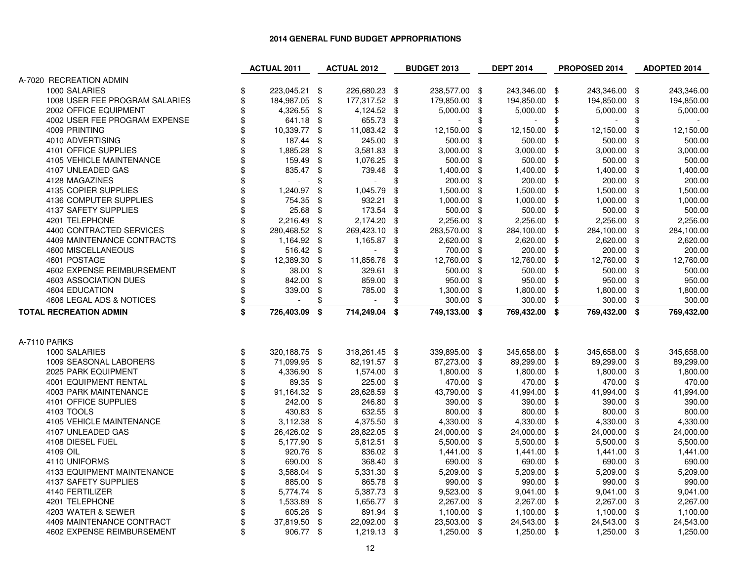# 2014 GENERAL FUND BUDGET APPROPRIATIONS

| | ACTUAL 2011 | ACTUAL 2012 | BUDGET 2013 | DEPT 2014 | PROPOSED 2014 | ADOPTED 2014 |
|---|---|---|---|---|---|---|
| **A-7020 RECREATION ADMIN** | | | | | | |
| 1000 SALARIES | $ 223,045.21 | $ 226,680.23 | $ 238,577.00 | $ 243,346.00 | $ 243,346.00 | $ 243,346.00 |
| 1008 USER FEE PROGRAM SALARIES | $ 184,987.05 | $ 177,317.52 | $ 179,850.00 | $ 194,850.00 | $ 194,850.00 | $ 194,850.00 |
| 2002 OFFICE EQUIPMENT | $ 4,326.55 | $ 4,124.52 | $ 5,000.00 | $ 5,000.00 | $ 5,000.00 | $ 5,000.00 |
| 4002 USER FEE PROGRAM EXPENSE | $ 641.18 | $ 655.73 | $ - | $ - | $ - | $ - |
| 4009 PRINTING | $ 10,339.77 | $ 11,083.42 | $ 12,150.00 | $ 12,150.00 | $ 12,150.00 | $ 12,150.00 |
| 4010 ADVERTISING | $ 187.44 | $ 245.00 | $ 500.00 | $ 500.00 | $ 500.00 | $ 500.00 |
| 4101 OFFICE SUPPLIES | $ 1,885.28 | $ 3,581.83 | $ 3,000.00 | $ 3,000.00 | $ 3,000.00 | $ 3,000.00 |
| 4105 VEHICLE MAINTENANCE | $ 159.49 | $ 1,076.25 | $ 500.00 | $ 500.00 | $ 500.00 | $ 500.00 |
| 4107 UNLEADED GAS | $ 835.47 | $ 739.46 | $ 1,400.00 | $ 1,400.00 | $ 1,400.00 | $ 1,400.00 |
| 4128 MAGAZINES | $ - | $ - | $ 200.00 | $ 200.00 | $ 200.00 | $ 200.00 |
| 4135 COPIER SUPPLIES | $ 1,240.97 | $ 1,045.79 | $ 1,500.00 | $ 1,500.00 | $ 1,500.00 | $ 1,500.00 |
| 4136 COMPUTER SUPPLIES | $ 754.35 | $ 932.21 | $ 1,000.00 | $ 1,000.00 | $ 1,000.00 | $ 1,000.00 |
| 4137 SAFETY SUPPLIES | $ 25.68 | $ 173.54 | $ 500.00 | $ 500.00 | $ 500.00 | $ 500.00 |
| 4201 TELEPHONE | $ 2,216.49 | $ 2,174.20 | $ 2,256.00 | $ 2,256.00 | $ 2,256.00 | $ 2,256.00 |
| 4400 CONTRACTED SERVICES | $ 280,468.52 | $ 269,423.10 | $ 283,570.00 | $ 284,100.00 | $ 284,100.00 | $ 284,100.00 |
| 4409 MAINTENANCE CONTRACTS | $ 1,164.92 | $ 1,165.87 | $ 2,620.00 | $ 2,620.00 | $ 2,620.00 | $ 2,620.00 |
| 4600 MISCELLANEOUS | $ 516.42 | $ - | $ 700.00 | $ 200.00 | $ 200.00 | $ 200.00 |
| 4601 POSTAGE | $ 12,389.30 | $ 11,856.76 | $ 12,760.00 | $ 12,760.00 | $ 12,760.00 | $ 12,760.00 |
| 4602 EXPENSE REIMBURSEMENT | $ 38.00 | $ 329.61 | $ 500.00 | $ 500.00 | $ 500.00 | $ 500.00 |
| 4603 ASSOCIATION DUES | $ 842.00 | $ 859.00 | $ 950.00 | $ 950.00 | $ 950.00 | $ 950.00 |
| 4604 EDUCATION | $ 339.00 | $ 785.00 | $ 1,300.00 | $ 1,800.00 | $ 1,800.00 | $ 1,800.00 |
| 4606 LEGAL ADS & NOTICES | $ - | $ - | $ 300.00 | $ 300.00 | $ 300.00 | $ 300.00 |
| **TOTAL RECREATION ADMIN** | **$ 726,403.09** | **$ 714,249.04** | **$ 749,133.00** | **$ 769,432.00** | **$ 769,432.00** | **$ 769,432.00** |
| | | | | | | |
| **A-7110 PARKS** | | | | | | |
| 1000 SALARIES | $ 320,188.75 | $ 318,261.45 | $ 339,895.00 | $ 345,658.00 | $ 345,658.00 | $ 345,658.00 |
| 1009 SEASONAL LABORERS | $ 71,099.95 | $ 82,191.57 | $ 87,273.00 | $ 89,299.00 | $ 89,299.00 | $ 89,299.00 |
| 2025 PARK EQUIPMENT | $ 4,336.90 | $ 1,574.00 | $ 1,800.00 | $ 1,800.00 | $ 1,800.00 | $ 1,800.00 |
| 4001 EQUIPMENT RENTAL | $ 89.35 | $ 225.00 | $ 470.00 | $ 470.00 | $ 470.00 | $ 470.00 |
| 4003 PARK MAINTENANCE | $ 91,164.32 | $ 28,628.59 | $ 43,790.00 | $ 41,994.00 | $ 41,994.00 | $ 41,994.00 |
| 4101 OFFICE SUPPLIES | $ 242.00 | $ 246.80 | $ 390.00 | $ 390.00 | $ 390.00 | $ 390.00 |
| 4103 TOOLS | $ 430.83 | $ 632.55 | $ 800.00 | $ 800.00 | $ 800.00 | $ 800.00 |
| 4105 VEHICLE MAINTENANCE | $ 3,112.38 | $ 4,375.50 | $ 4,330.00 | $ 4,330.00 | $ 4,330.00 | $ 4,330.00 |
| 4107 UNLEADED GAS | $ 26,426.02 | $ 28,822.05 | $ 24,000.00 | $ 24,000.00 | $ 24,000.00 | $ 24,000.00 |
| 4108 DIESEL FUEL | $ 5,177.90 | $ 5,812.51 | $ 5,500.00 | $ 5,500.00 | $ 5,500.00 | $ 5,500.00 |
| 4109 OIL | $ 920.76 | $ 836.02 | $ 1,441.00 | $ 1,441.00 | $ 1,441.00 | $ 1,441.00 |
| 4110 UNIFORMS | $ 690.00 | $ 368.40 | $ 690.00 | $ 690.00 | $ 690.00 | $ 690.00 |
| 4133 EQUIPMENT MAINTENANCE | $ 3,588.04 | $ 5,331.30 | $ 5,209.00 | $ 5,209.00 | $ 5,209.00 | $ 5,209.00 |
| 4137 SAFETY SUPPLIES | $ 885.00 | $ 865.78 | $ 990.00 | $ 990.00 | $ 990.00 | $ 990.00 |
| 4140 FERTILIZER | $ 5,774.74 | $ 5,387.73 | $ 9,523.00 | $ 9,041.00 | $ 9,041.00 | $ 9,041.00 |
| 4201 TELEPHONE | $ 1,533.89 | $ 1,656.77 | $ 2,267.00 | $ 2,267.00 | $ 2,267.00 | $ 2,267.00 |
| 4203 WATER & SEWER | $ 605.26 | $ 891.94 | $ 1,100.00 | $ 1,100.00 | $ 1,100.00 | $ 1,100.00 |
| 4409 MAINTENANCE CONTRACT | $ 37,819.50 | $ 22,092.00 | $ 23,503.00 | $ 24,543.00 | $ 24,543.00 | $ 24,543.00 |
| 4602 EXPENSE REIMBURSEMENT | $ 906.77 | $ 1,219.13 | $ 1,250.00 | $ 1,250.00 | $ 1,250.00 | $ 1,250.00 |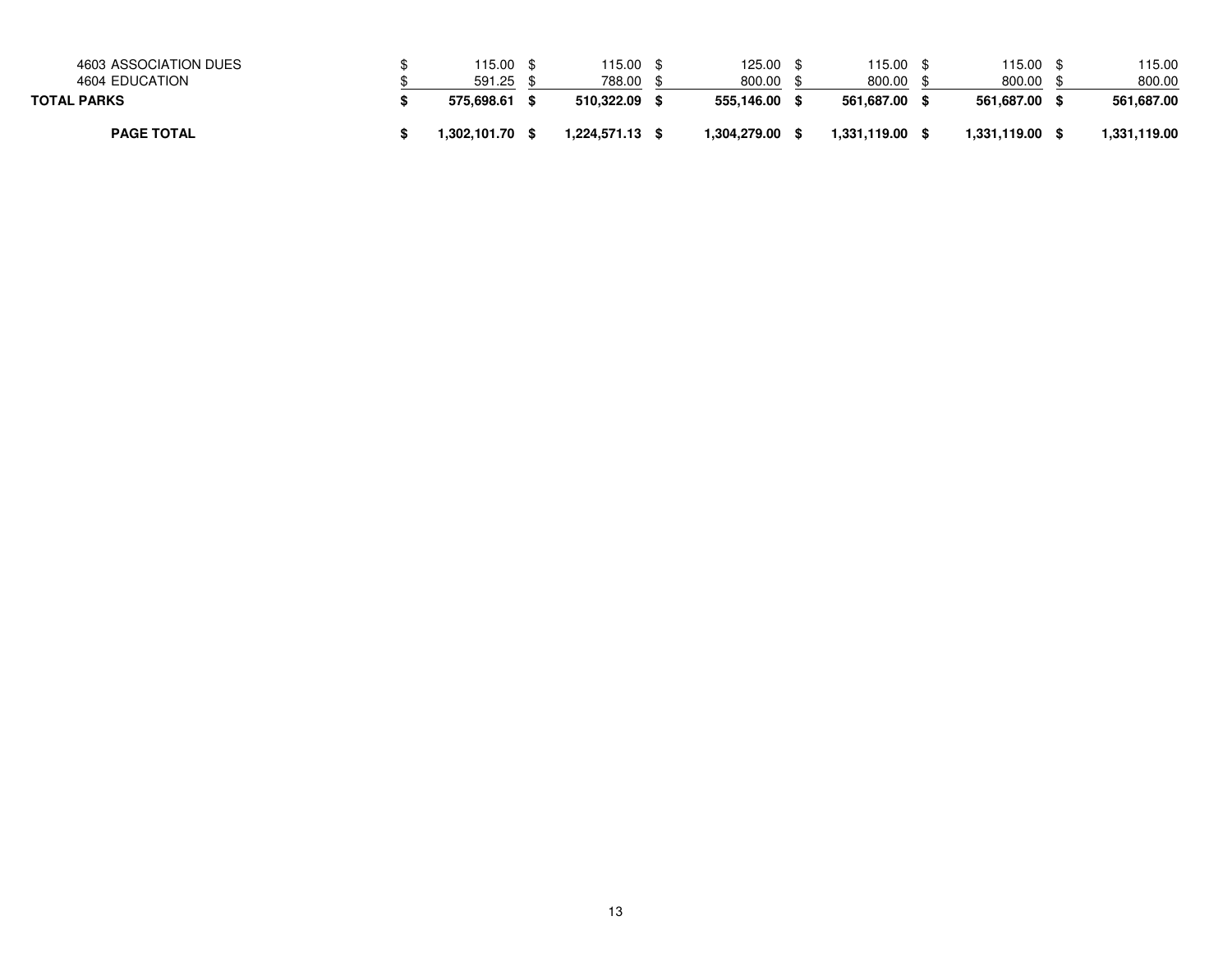| | | | | | | |
|---|---|---|---|---|---|---|
| 4603 ASSOCIATION DUES | $ 115.00 | $ 115.00 | $ 125.00 | $ 115.00 | $ 115.00 | $ 115.00 |
| 4604 EDUCATION | $ 591.25 | $ 788.00 | $ 800.00 | $ 800.00 | $ 800.00 | $ 800.00 |
| **TOTAL PARKS** | **$ 575,698.61** | **$ 510,322.09** | **$ 555,146.00** | **$ 561,687.00** | **$ 561,687.00** | **$ 561,687.00** |
| **PAGE TOTAL** | **$ 1,302,101.70** | **$ 1,224,571.13** | **$ 1,304,279.00** | **$ 1,331,119.00** | **$ 1,331,119.00** | **$ 1,331,119.00** |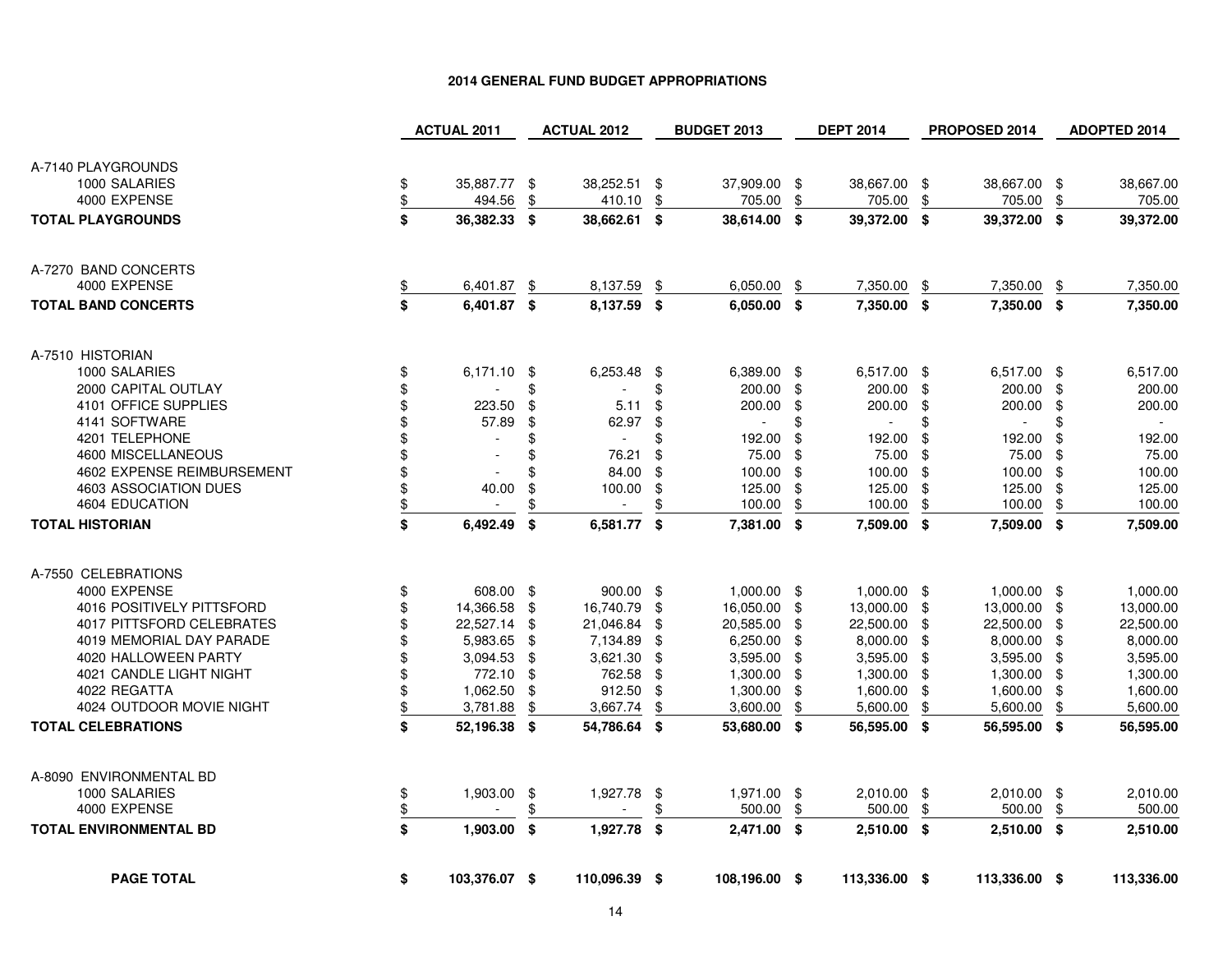## 2014 GENERAL FUND BUDGET APPROPRIATIONS

| | ACTUAL 2011 | ACTUAL 2012 | BUDGET 2013 | DEPT 2014 | PROPOSED 2014 | ADOPTED 2014 |
|---|---|---|---|---|---|---|
| A-7140 PLAYGROUNDS | | | | | | |
| 1000 SALARIES | $ 35,887.77 | $ 38,252.51 | $ 37,909.00 | $ 38,667.00 | $ 38,667.00 | $ 38,667.00 |
| 4000 EXPENSE | $ 494.56 | $ 410.10 | $ 705.00 | $ 705.00 | $ 705.00 | $ 705.00 |
| **TOTAL PLAYGROUNDS** | **$ 36,382.33** | **$ 38,662.61** | **$ 38,614.00** | **$ 39,372.00** | **$ 39,372.00** | **$ 39,372.00** |
| A-7270 BAND CONCERTS | | | | | | |
| 4000 EXPENSE | $ 6,401.87 | $ 8,137.59 | $ 6,050.00 | $ 7,350.00 | $ 7,350.00 | $ 7,350.00 |
| **TOTAL BAND CONCERTS** | **$ 6,401.87** | **$ 8,137.59** | **$ 6,050.00** | **$ 7,350.00** | **$ 7,350.00** | **$ 7,350.00** |
| A-7510 HISTORIAN | | | | | | |
| 1000 SALARIES | $ 6,171.10 | $ 6,253.48 | $ 6,389.00 | $ 6,517.00 | $ 6,517.00 | $ 6,517.00 |
| 2000 CAPITAL OUTLAY | $ - | $ - | $ 200.00 | $ 200.00 | $ 200.00 | $ 200.00 |
| 4101 OFFICE SUPPLIES | $ 223.50 | $ 5.11 | $ 200.00 | $ 200.00 | $ 200.00 | $ 200.00 |
| 4141 SOFTWARE | $ 57.89 | $ 62.97 | $ - | $ - | $ - | $ - |
| 4201 TELEPHONE | $ - | $ - | $ 192.00 | $ 192.00 | $ 192.00 | $ 192.00 |
| 4600 MISCELLANEOUS | $ - | $ 76.21 | $ 75.00 | $ 75.00 | $ 75.00 | $ 75.00 |
| 4602 EXPENSE REIMBURSEMENT | $ - | $ 84.00 | $ 100.00 | $ 100.00 | $ 100.00 | $ 100.00 |
| 4603 ASSOCIATION DUES | $ 40.00 | $ 100.00 | $ 125.00 | $ 125.00 | $ 125.00 | $ 125.00 |
| 4604 EDUCATION | $ - | $ - | $ 100.00 | $ 100.00 | $ 100.00 | $ 100.00 |
| **TOTAL HISTORIAN** | **$ 6,492.49** | **$ 6,581.77** | **$ 7,381.00** | **$ 7,509.00** | **$ 7,509.00** | **$ 7,509.00** |
| A-7550 CELEBRATIONS | | | | | | |
| 4000 EXPENSE | $ 608.00 | $ 900.00 | $ 1,000.00 | $ 1,000.00 | $ 1,000.00 | $ 1,000.00 |
| 4016 POSITIVELY PITTSFORD | $ 14,366.58 | $ 16,740.79 | $ 16,050.00 | $ 13,000.00 | $ 13,000.00 | $ 13,000.00 |
| 4017 PITTSFORD CELEBRATES | $ 22,527.14 | $ 21,046.84 | $ 20,585.00 | $ 22,500.00 | $ 22,500.00 | $ 22,500.00 |
| 4019 MEMORIAL DAY PARADE | $ 5,983.65 | $ 7,134.89 | $ 6,250.00 | $ 8,000.00 | $ 8,000.00 | $ 8,000.00 |
| 4020 HALLOWEEN PARTY | $ 3,094.53 | $ 3,621.30 | $ 3,595.00 | $ 3,595.00 | $ 3,595.00 | $ 3,595.00 |
| 4021 CANDLE LIGHT NIGHT | $ 772.10 | $ 762.58 | $ 1,300.00 | $ 1,300.00 | $ 1,300.00 | $ 1,300.00 |
| 4022 REGATTA | $ 1,062.50 | $ 912.50 | $ 1,300.00 | $ 1,600.00 | $ 1,600.00 | $ 1,600.00 |
| 4024 OUTDOOR MOVIE NIGHT | $ 3,781.88 | $ 3,667.74 | $ 3,600.00 | $ 5,600.00 | $ 5,600.00 | $ 5,600.00 |
| **TOTAL CELEBRATIONS** | **$ 52,196.38** | **$ 54,786.64** | **$ 53,680.00** | **$ 56,595.00** | **$ 56,595.00** | **$ 56,595.00** |
| A-8090 ENVIRONMENTAL BD | | | | | | |
| 1000 SALARIES | $ 1,903.00 | $ 1,927.78 | $ 1,971.00 | $ 2,010.00 | $ 2,010.00 | $ 2,010.00 |
| 4000 EXPENSE | $ - | $ - | $ 500.00 | $ 500.00 | $ 500.00 | $ 500.00 |
| **TOTAL ENVIRONMENTAL BD** | **$ 1,903.00** | **$ 1,927.78** | **$ 2,471.00** | **$ 2,510.00** | **$ 2,510.00** | **$ 2,510.00** |
| **PAGE TOTAL** | **$ 103,376.07** | **$ 110,096.39** | **$ 108,196.00** | **$ 113,336.00** | **$ 113,336.00** | **$ 113,336.00** |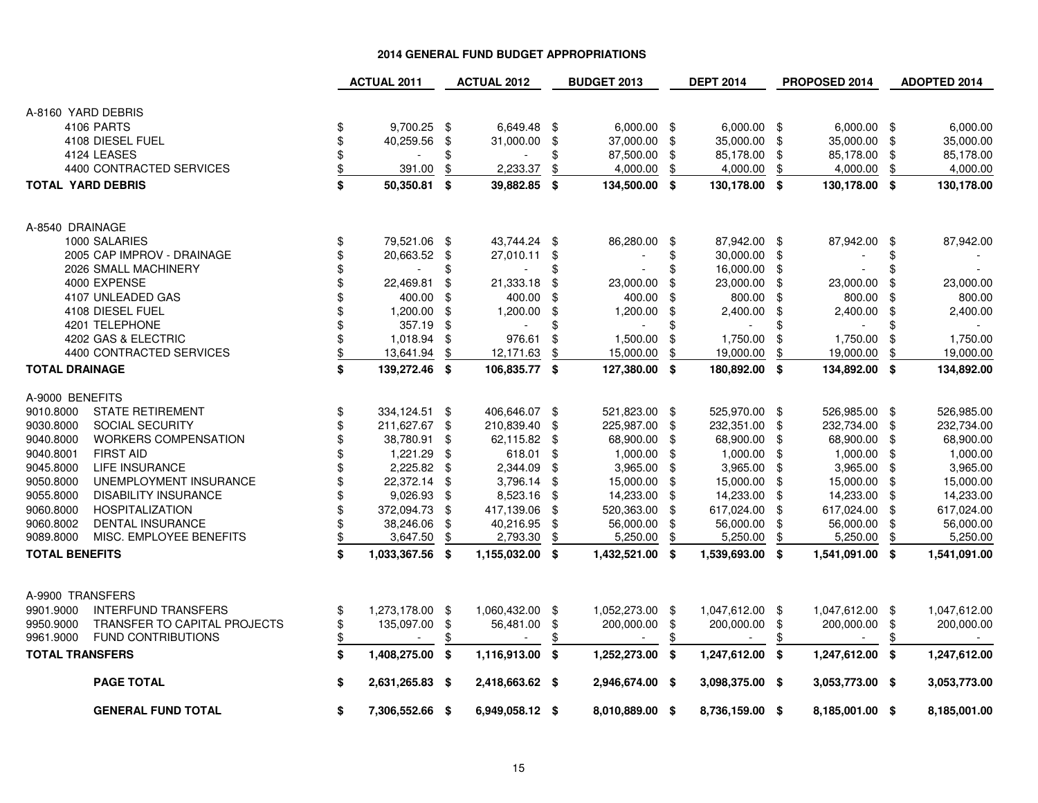# 2014 GENERAL FUND BUDGET APPROPRIATIONS

| | ACTUAL 2011 | ACTUAL 2012 | BUDGET 2013 | DEPT 2014 | PROPOSED 2014 | ADOPTED 2014 |
|---|---|---|---|---|---|---|
| **A-8160 YARD DEBRIS** | | | | | | |
| 4106 PARTS | $ 9,700.25 | $ 6,649.48 | $ 6,000.00 | $ 6,000.00 | $ 6,000.00 | $ 6,000.00 |
| 4108 DIESEL FUEL | $ 40,259.56 | $ 31,000.00 | $ 37,000.00 | $ 35,000.00 | $ 35,000.00 | $ 35,000.00 |
| 4124 LEASES | $ - | $ - | $ 87,500.00 | $ 85,178.00 | $ 85,178.00 | $ 85,178.00 |
| 4400 CONTRACTED SERVICES | $ 391.00 | $ 2,233.37 | $ 4,000.00 | $ 4,000.00 | $ 4,000.00 | $ 4,000.00 |
| **TOTAL YARD DEBRIS** | **$ 50,350.81** | **$ 39,882.85** | **$ 134,500.00** | **$ 130,178.00** | **$ 130,178.00** | **$ 130,178.00** |
| **A-8540 DRAINAGE** | | | | | | |
| 1000 SALARIES | $ 79,521.06 | $ 43,744.24 | $ 86,280.00 | $ 87,942.00 | $ 87,942.00 | $ 87,942.00 |
| 2005 CAP IMPROV - DRAINAGE | $ 20,663.52 | $ 27,010.11 | $ - | $ 30,000.00 | $ - | $ - |
| 2026 SMALL MACHINERY | $ - | $ - | $ - | $ 16,000.00 | $ - | $ - |
| 4000 EXPENSE | $ 22,469.81 | $ 21,333.18 | $ 23,000.00 | $ 23,000.00 | $ 23,000.00 | $ 23,000.00 |
| 4107 UNLEADED GAS | $ 400.00 | $ 400.00 | $ 400.00 | $ 800.00 | $ 800.00 | $ 800.00 |
| 4108 DIESEL FUEL | $ 1,200.00 | $ 1,200.00 | $ 1,200.00 | $ 2,400.00 | $ 2,400.00 | $ 2,400.00 |
| 4201 TELEPHONE | $ 357.19 | $ - | $ - | $ - | $ - | $ - |
| 4202 GAS & ELECTRIC | $ 1,018.94 | $ 976.61 | $ 1,500.00 | $ 1,750.00 | $ 1,750.00 | $ 1,750.00 |
| 4400 CONTRACTED SERVICES | $ 13,641.94 | $ 12,171.63 | $ 15,000.00 | $ 19,000.00 | $ 19,000.00 | $ 19,000.00 |
| **TOTAL DRAINAGE** | **$ 139,272.46** | **$ 106,835.77** | **$ 127,380.00** | **$ 180,892.00** | **$ 134,892.00** | **$ 134,892.00** |
| **A-9000 BENEFITS** | | | | | | |
| 9010.8000 STATE RETIREMENT | $ 334,124.51 | $ 406,646.07 | $ 521,823.00 | $ 525,970.00 | $ 526,985.00 | $ 526,985.00 |
| 9030.8000 SOCIAL SECURITY | $ 211,627.67 | $ 210,839.40 | $ 225,987.00 | $ 232,351.00 | $ 232,734.00 | $ 232,734.00 |
| 9040.8000 WORKERS COMPENSATION | $ 38,780.91 | $ 62,115.82 | $ 68,900.00 | $ 68,900.00 | $ 68,900.00 | $ 68,900.00 |
| 9040.8001 FIRST AID | $ 1,221.29 | $ 618.01 | $ 1,000.00 | $ 1,000.00 | $ 1,000.00 | $ 1,000.00 |
| 9045.8000 LIFE INSURANCE | $ 2,225.82 | $ 2,344.09 | $ 3,965.00 | $ 3,965.00 | $ 3,965.00 | $ 3,965.00 |
| 9050.8000 UNEMPLOYMENT INSURANCE | $ 22,372.14 | $ 3,796.14 | $ 15,000.00 | $ 15,000.00 | $ 15,000.00 | $ 15,000.00 |
| 9055.8000 DISABILITY INSURANCE | $ 9,026.93 | $ 8,523.16 | $ 14,233.00 | $ 14,233.00 | $ 14,233.00 | $ 14,233.00 |
| 9060.8000 HOSPITALIZATION | $ 372,094.73 | $ 417,139.06 | $ 520,363.00 | $ 617,024.00 | $ 617,024.00 | $ 617,024.00 |
| 9060.8002 DENTAL INSURANCE | $ 38,246.06 | $ 40,216.95 | $ 56,000.00 | $ 56,000.00 | $ 56,000.00 | $ 56,000.00 |
| 9089.8000 MISC. EMPLOYEE BENEFITS | $ 3,647.50 | $ 2,793.30 | $ 5,250.00 | $ 5,250.00 | $ 5,250.00 | $ 5,250.00 |
| **TOTAL BENEFITS** | **$ 1,033,367.56** | **$ 1,155,032.00** | **$ 1,432,521.00** | **$ 1,539,693.00** | **$ 1,541,091.00** | **$ 1,541,091.00** |
| **A-9900 TRANSFERS** | | | | | | |
| 9901.9000 INTERFUND TRANSFERS | $ 1,273,178.00 | $ 1,060,432.00 | $ 1,052,273.00 | $ 1,047,612.00 | $ 1,047,612.00 | $ 1,047,612.00 |
| 9950.9000 TRANSFER TO CAPITAL PROJECTS | $ 135,097.00 | $ 56,481.00 | $ 200,000.00 | $ 200,000.00 | $ 200,000.00 | $ 200,000.00 |
| 9961.9000 FUND CONTRIBUTIONS | $ - | $ - | $ - | $ - | $ - | $ - |
| **TOTAL TRANSFERS** | **$ 1,408,275.00** | **$ 1,116,913.00** | **$ 1,252,273.00** | **$ 1,247,612.00** | **$ 1,247,612.00** | **$ 1,247,612.00** |
| **PAGE TOTAL** | **$ 2,631,265.83** | **$ 2,418,663.62** | **$ 2,946,674.00** | **$ 3,098,375.00** | **$ 3,053,773.00** | **$ 3,053,773.00** |
| **GENERAL FUND TOTAL** | **$ 7,306,552.66** | **$ 6,949,058.12** | **$ 8,010,889.00** | **$ 8,736,159.00** | **$ 8,185,001.00** | **$ 8,185,001.00** |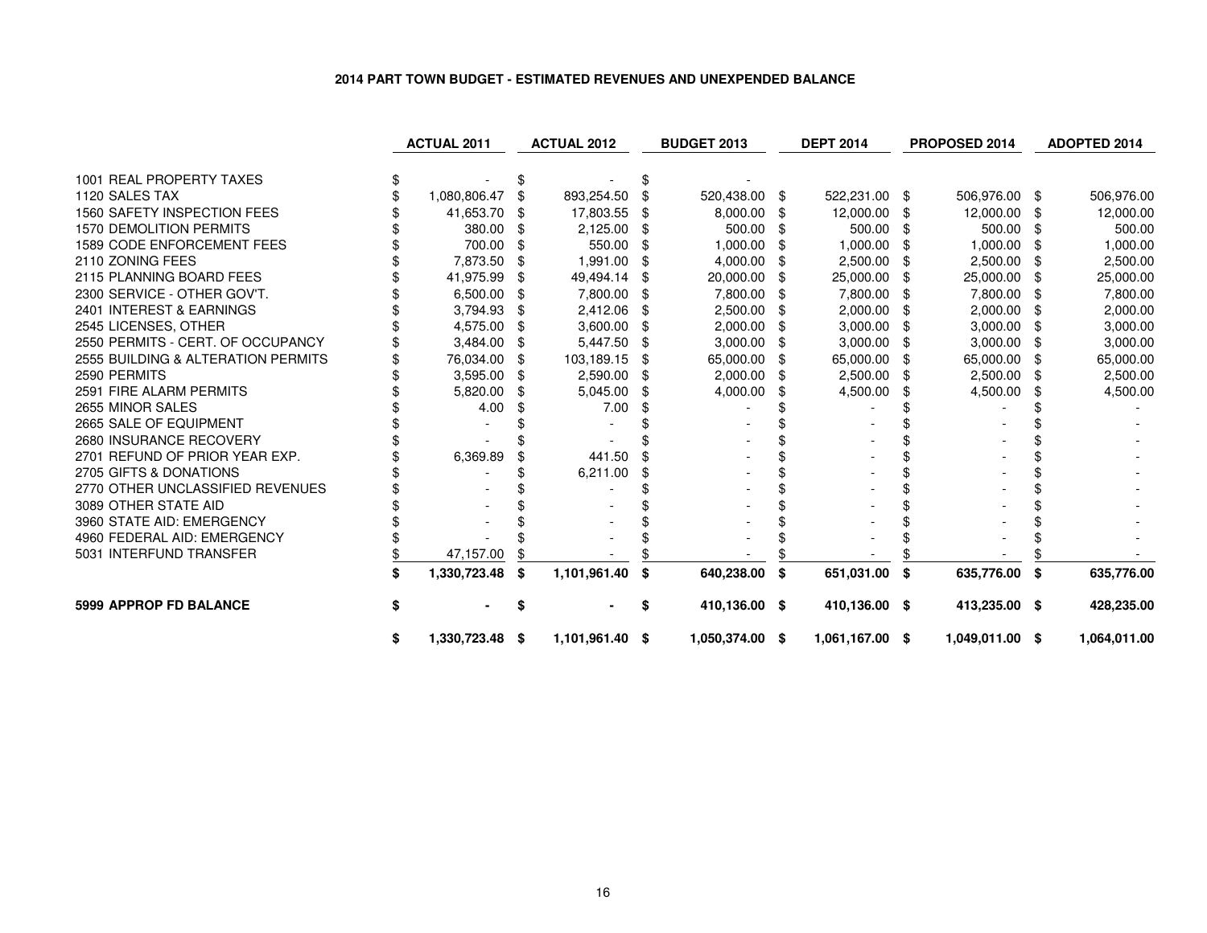## 2014 PART TOWN BUDGET - ESTIMATED REVENUES AND UNEXPENDED BALANCE

| | ACTUAL 2011 | ACTUAL 2012 | BUDGET 2013 | DEPT 2014 | PROPOSED 2014 | ADOPTED 2014 |
|---|---|---|---|---|---|---|
| 1001 REAL PROPERTY TAXES | $ - | $ - | $ - | | | |
| 1120 SALES TAX | $ 1,080,806.47 | $ 893,254.50 | $ 520,438.00 | $ 522,231.00 | $ 506,976.00 | $ 506,976.00 |
| 1560 SAFETY INSPECTION FEES | $ 41,653.70 | $ 17,803.55 | $ 8,000.00 | $ 12,000.00 | $ 12,000.00 | $ 12,000.00 |
| 1570 DEMOLITION PERMITS | $ 380.00 | $ 2,125.00 | $ 500.00 | $ 500.00 | $ 500.00 | $ 500.00 |
| 1589 CODE ENFORCEMENT FEES | $ 700.00 | $ 550.00 | $ 1,000.00 | $ 1,000.00 | $ 1,000.00 | $ 1,000.00 |
| 2110 ZONING FEES | $ 7,873.50 | $ 1,991.00 | $ 4,000.00 | $ 2,500.00 | $ 2,500.00 | $ 2,500.00 |
| 2115 PLANNING BOARD FEES | $ 41,975.99 | $ 49,494.14 | $ 20,000.00 | $ 25,000.00 | $ 25,000.00 | $ 25,000.00 |
| 2300 SERVICE - OTHER GOV'T. | $ 6,500.00 | $ 7,800.00 | $ 7,800.00 | $ 7,800.00 | $ 7,800.00 | $ 7,800.00 |
| 2401 INTEREST & EARNINGS | $ 3,794.93 | $ 2,412.06 | $ 2,500.00 | $ 2,000.00 | $ 2,000.00 | $ 2,000.00 |
| 2545 LICENSES, OTHER | $ 4,575.00 | $ 3,600.00 | $ 2,000.00 | $ 3,000.00 | $ 3,000.00 | $ 3,000.00 |
| 2550 PERMITS - CERT. OF OCCUPANCY | $ 3,484.00 | $ 5,447.50 | $ 3,000.00 | $ 3,000.00 | $ 3,000.00 | $ 3,000.00 |
| 2555 BUILDING & ALTERATION PERMITS | $ 76,034.00 | $ 103,189.15 | $ 65,000.00 | $ 65,000.00 | $ 65,000.00 | $ 65,000.00 |
| 2590 PERMITS | $ 3,595.00 | $ 2,590.00 | $ 2,000.00 | $ 2,500.00 | $ 2,500.00 | $ 2,500.00 |
| 2591 FIRE ALARM PERMITS | $ 5,820.00 | $ 5,045.00 | $ 4,000.00 | $ 4,500.00 | $ 4,500.00 | $ 4,500.00 |
| 2655 MINOR SALES | $ 4.00 | $ 7.00 | $ - | $ - | $ - | $ - |
| 2665 SALE OF EQUIPMENT | $ - | $ - | $ - | $ - | $ - | $ - |
| 2680 INSURANCE RECOVERY | $ - | $ - | $ - | $ - | $ - | $ - |
| 2701 REFUND OF PRIOR YEAR EXP. | $ 6,369.89 | $ 441.50 | $ - | $ - | $ - | $ - |
| 2705 GIFTS & DONATIONS | $ - | $ 6,211.00 | $ - | $ - | $ - | $ - |
| 2770 OTHER UNCLASSIFIED REVENUES | $ - | $ - | $ - | $ - | $ - | $ - |
| 3089 OTHER STATE AID | $ - | $ - | $ - | $ - | $ - | $ - |
| 3960 STATE AID: EMERGENCY | $ - | $ - | $ - | $ - | $ - | $ - |
| 4960 FEDERAL AID: EMERGENCY | $ - | $ - | $ - | $ - | $ - | $ - |
| 5031 INTERFUND TRANSFER | $ 47,157.00 | $ - | $ - | $ - | $ - | $ - |
| | **$ 1,330,723.48** | **$ 1,101,961.40** | **$ 640,238.00** | **$ 651,031.00** | **$ 635,776.00** | **$ 635,776.00** |
| **5999 APPROP FD BALANCE** | **$ -** | **$ -** | **$ 410,136.00** | **$ 410,136.00** | **$ 413,235.00** | **$ 428,235.00** |
| | **$ 1,330,723.48** | **$ 1,101,961.40** | **$ 1,050,374.00** | **$ 1,061,167.00** | **$ 1,049,011.00** | **$ 1,064,011.00** |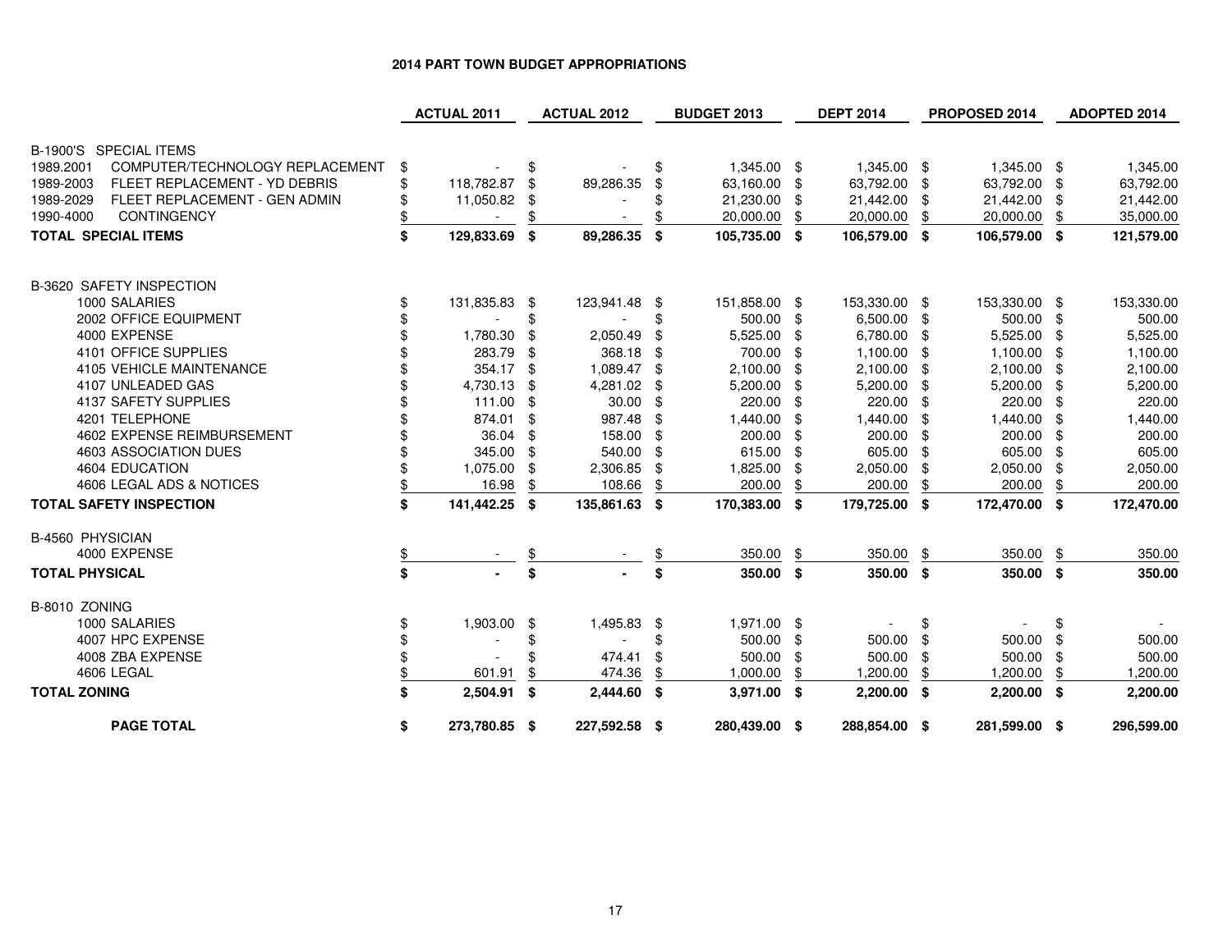# 2014 PART TOWN BUDGET APPROPRIATIONS

| | ACTUAL 2011 | ACTUAL 2012 | BUDGET 2013 | DEPT 2014 | PROPOSED 2014 | ADOPTED 2014 |
|---|---|---|---|---|---|---|
| **B-1900'S SPECIAL ITEMS** | | | | | | |
| 1989.2001 COMPUTER/TECHNOLOGY REPLACEMENT | $ - | $ - | $ 1,345.00 | $ 1,345.00 | $ 1,345.00 | $ 1,345.00 |
| 1989-2003 FLEET REPLACEMENT - YD DEBRIS | $ 118,782.87 | $ 89,286.35 | $ 63,160.00 | $ 63,792.00 | $ 63,792.00 | $ 63,792.00 |
| 1989-2029 FLEET REPLACEMENT - GEN ADMIN | $ 11,050.82 | $ - | $ 21,230.00 | $ 21,442.00 | $ 21,442.00 | $ 21,442.00 |
| 1990-4000 CONTINGENCY | $ - | $ - | $ 20,000.00 | $ 20,000.00 | $ 20,000.00 | $ 35,000.00 |
| **TOTAL SPECIAL ITEMS** | **$ 129,833.69** | **$ 89,286.35** | **$ 105,735.00** | **$ 106,579.00** | **$ 106,579.00** | **$ 121,579.00** |
| **B-3620 SAFETY INSPECTION** | | | | | | |
| 1000 SALARIES | $ 131,835.83 | $ 123,941.48 | $ 151,858.00 | $ 153,330.00 | $ 153,330.00 | $ 153,330.00 |
| 2002 OFFICE EQUIPMENT | $ - | $ - | $ 500.00 | $ 6,500.00 | $ 500.00 | $ 500.00 |
| 4000 EXPENSE | $ 1,780.30 | $ 2,050.49 | $ 5,525.00 | $ 6,780.00 | $ 5,525.00 | $ 5,525.00 |
| 4101 OFFICE SUPPLIES | $ 283.79 | $ 368.18 | $ 700.00 | $ 1,100.00 | $ 1,100.00 | $ 1,100.00 |
| 4105 VEHICLE MAINTENANCE | $ 354.17 | $ 1,089.47 | $ 2,100.00 | $ 2,100.00 | $ 2,100.00 | $ 2,100.00 |
| 4107 UNLEADED GAS | $ 4,730.13 | $ 4,281.02 | $ 5,200.00 | $ 5,200.00 | $ 5,200.00 | $ 5,200.00 |
| 4137 SAFETY SUPPLIES | $ 111.00 | $ 30.00 | $ 220.00 | $ 220.00 | $ 220.00 | $ 220.00 |
| 4201 TELEPHONE | $ 874.01 | $ 987.48 | $ 1,440.00 | $ 1,440.00 | $ 1,440.00 | $ 1,440.00 |
| 4602 EXPENSE REIMBURSEMENT | $ 36.04 | $ 158.00 | $ 200.00 | $ 200.00 | $ 200.00 | $ 200.00 |
| 4603 ASSOCIATION DUES | $ 345.00 | $ 540.00 | $ 615.00 | $ 605.00 | $ 605.00 | $ 605.00 |
| 4604 EDUCATION | $ 1,075.00 | $ 2,306.85 | $ 1,825.00 | $ 2,050.00 | $ 2,050.00 | $ 2,050.00 |
| 4606 LEGAL ADS & NOTICES | $ 16.98 | $ 108.66 | $ 200.00 | $ 200.00 | $ 200.00 | $ 200.00 |
| **TOTAL SAFETY INSPECTION** | **$ 141,442.25** | **$ 135,861.63** | **$ 170,383.00** | **$ 179,725.00** | **$ 172,470.00** | **$ 172,470.00** |
| **B-4560 PHYSICIAN** | | | | | | |
| 4000 EXPENSE | $ - | $ - | $ 350.00 | $ 350.00 | $ 350.00 | $ 350.00 |
| **TOTAL PHYSICAL** | **$ -** | **$ -** | **$ 350.00** | **$ 350.00** | **$ 350.00** | **$ 350.00** |
| **B-8010 ZONING** | | | | | | |
| 1000 SALARIES | $ 1,903.00 | $ 1,495.83 | $ 1,971.00 | $ - | $ - | $ - |
| 4007 HPC EXPENSE | $ - | $ - | $ 500.00 | $ 500.00 | $ 500.00 | $ 500.00 |
| 4008 ZBA EXPENSE | $ - | $ 474.41 | $ 500.00 | $ 500.00 | $ 500.00 | $ 500.00 |
| 4606 LEGAL | $ 601.91 | $ 474.36 | $ 1,000.00 | $ 1,200.00 | $ 1,200.00 | $ 1,200.00 |
| **TOTAL ZONING** | **$ 2,504.91** | **$ 2,444.60** | **$ 3,971.00** | **$ 2,200.00** | **$ 2,200.00** | **$ 2,200.00** |
| **PAGE TOTAL** | **$ 273,780.85** | **$ 227,592.58** | **$ 280,439.00** | **$ 288,854.00** | **$ 281,599.00** | **$ 296,599.00** |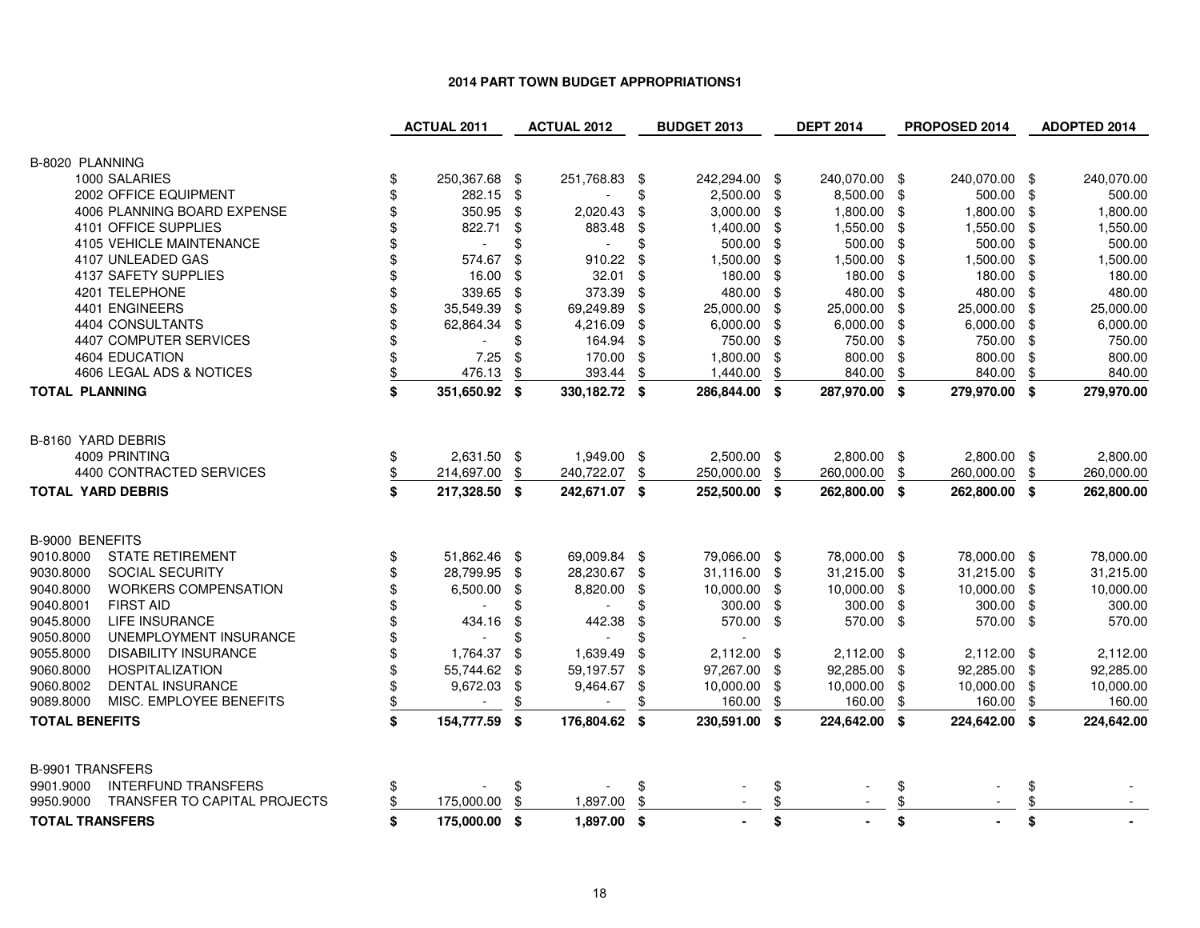# 2014 PART TOWN BUDGET APPROPRIATIONS1

| | ACTUAL 2011 | ACTUAL 2012 | BUDGET 2013 | DEPT 2014 | PROPOSED 2014 | ADOPTED 2014 |
|---|---|---|---|---|---|---|
| **B-8020 PLANNING** | | | | | | |
| 1000 SALARIES | $ 250,367.68 | $ 251,768.83 | $ 242,294.00 | $ 240,070.00 | $ 240,070.00 | $ 240,070.00 |
| 2002 OFFICE EQUIPMENT | $ 282.15 | $ - | $ 2,500.00 | $ 8,500.00 | $ 500.00 | $ 500.00 |
| 4006 PLANNING BOARD EXPENSE | $ 350.95 | $ 2,020.43 | $ 3,000.00 | $ 1,800.00 | $ 1,800.00 | $ 1,800.00 |
| 4101 OFFICE SUPPLIES | $ 822.71 | $ 883.48 | $ 1,400.00 | $ 1,550.00 | $ 1,550.00 | $ 1,550.00 |
| 4105 VEHICLE MAINTENANCE | $ - | $ - | $ 500.00 | $ 500.00 | $ 500.00 | $ 500.00 |
| 4107 UNLEADED GAS | $ 574.67 | $ 910.22 | $ 1,500.00 | $ 1,500.00 | $ 1,500.00 | $ 1,500.00 |
| 4137 SAFETY SUPPLIES | $ 16.00 | $ 32.01 | $ 180.00 | $ 180.00 | $ 180.00 | $ 180.00 |
| 4201 TELEPHONE | $ 339.65 | $ 373.39 | $ 480.00 | $ 480.00 | $ 480.00 | $ 480.00 |
| 4401 ENGINEERS | $ 35,549.39 | $ 69,249.89 | $ 25,000.00 | $ 25,000.00 | $ 25,000.00 | $ 25,000.00 |
| 4404 CONSULTANTS | $ 62,864.34 | $ 4,216.09 | $ 6,000.00 | $ 6,000.00 | $ 6,000.00 | $ 6,000.00 |
| 4407 COMPUTER SERVICES | $ - | $ 164.94 | $ 750.00 | $ 750.00 | $ 750.00 | $ 750.00 |
| 4604 EDUCATION | $ 7.25 | $ 170.00 | $ 1,800.00 | $ 800.00 | $ 800.00 | $ 800.00 |
| 4606 LEGAL ADS & NOTICES | $ 476.13 | $ 393.44 | $ 1,440.00 | $ 840.00 | $ 840.00 | $ 840.00 |
| **TOTAL PLANNING** | **$ 351,650.92** | **$ 330,182.72** | **$ 286,844.00** | **$ 287,970.00** | **$ 279,970.00** | **$ 279,970.00** |
| **B-8160 YARD DEBRIS** | | | | | | |
| 4009 PRINTING | $ 2,631.50 | $ 1,949.00 | $ 2,500.00 | $ 2,800.00 | $ 2,800.00 | $ 2,800.00 |
| 4400 CONTRACTED SERVICES | $ 214,697.00 | $ 240,722.07 | $ 250,000.00 | $ 260,000.00 | $ 260,000.00 | $ 260,000.00 |
| **TOTAL YARD DEBRIS** | **$ 217,328.50** | **$ 242,671.07** | **$ 252,500.00** | **$ 262,800.00** | **$ 262,800.00** | **$ 262,800.00** |
| **B-9000 BENEFITS** | | | | | | |
| 9010.8000 STATE RETIREMENT | $ 51,862.46 | $ 69,009.84 | $ 79,066.00 | $ 78,000.00 | $ 78,000.00 | $ 78,000.00 |
| 9030.8000 SOCIAL SECURITY | $ 28,799.95 | $ 28,230.67 | $ 31,116.00 | $ 31,215.00 | $ 31,215.00 | $ 31,215.00 |
| 9040.8000 WORKERS COMPENSATION | $ 6,500.00 | $ 8,820.00 | $ 10,000.00 | $ 10,000.00 | $ 10,000.00 | $ 10,000.00 |
| 9040.8001 FIRST AID | $ - | $ - | $ 300.00 | $ 300.00 | $ 300.00 | $ 300.00 |
| 9045.8000 LIFE INSURANCE | $ 434.16 | $ 442.38 | $ 570.00 | $ 570.00 | $ 570.00 | $ 570.00 |
| 9050.8000 UNEMPLOYMENT INSURANCE | $ - | $ - | $ - | | | |
| 9055.8000 DISABILITY INSURANCE | $ 1,764.37 | $ 1,639.49 | $ 2,112.00 | $ 2,112.00 | $ 2,112.00 | $ 2,112.00 |
| 9060.8000 HOSPITALIZATION | $ 55,744.62 | $ 59,197.57 | $ 97,267.00 | $ 92,285.00 | $ 92,285.00 | $ 92,285.00 |
| 9060.8002 DENTAL INSURANCE | $ 9,672.03 | $ 9,464.67 | $ 10,000.00 | $ 10,000.00 | $ 10,000.00 | $ 10,000.00 |
| 9089.8000 MISC. EMPLOYEE BENEFITS | $ - | $ - | $ 160.00 | $ 160.00 | $ 160.00 | $ 160.00 |
| **TOTAL BENEFITS** | **$ 154,777.59** | **$ 176,804.62** | **$ 230,591.00** | **$ 224,642.00** | **$ 224,642.00** | **$ 224,642.00** |
| **B-9901 TRANSFERS** | | | | | | |
| 9901.9000 INTERFUND TRANSFERS | $ - | $ - | $ - | $ - | $ - | $ - |
| 9950.9000 TRANSFER TO CAPITAL PROJECTS | $ 175,000.00 | $ 1,897.00 | $ - | $ - | $ - | $ - |
| **TOTAL TRANSFERS** | **$ 175,000.00** | **$ 1,897.00** | **$ -** | **$ -** | **$ -** | **$ -** |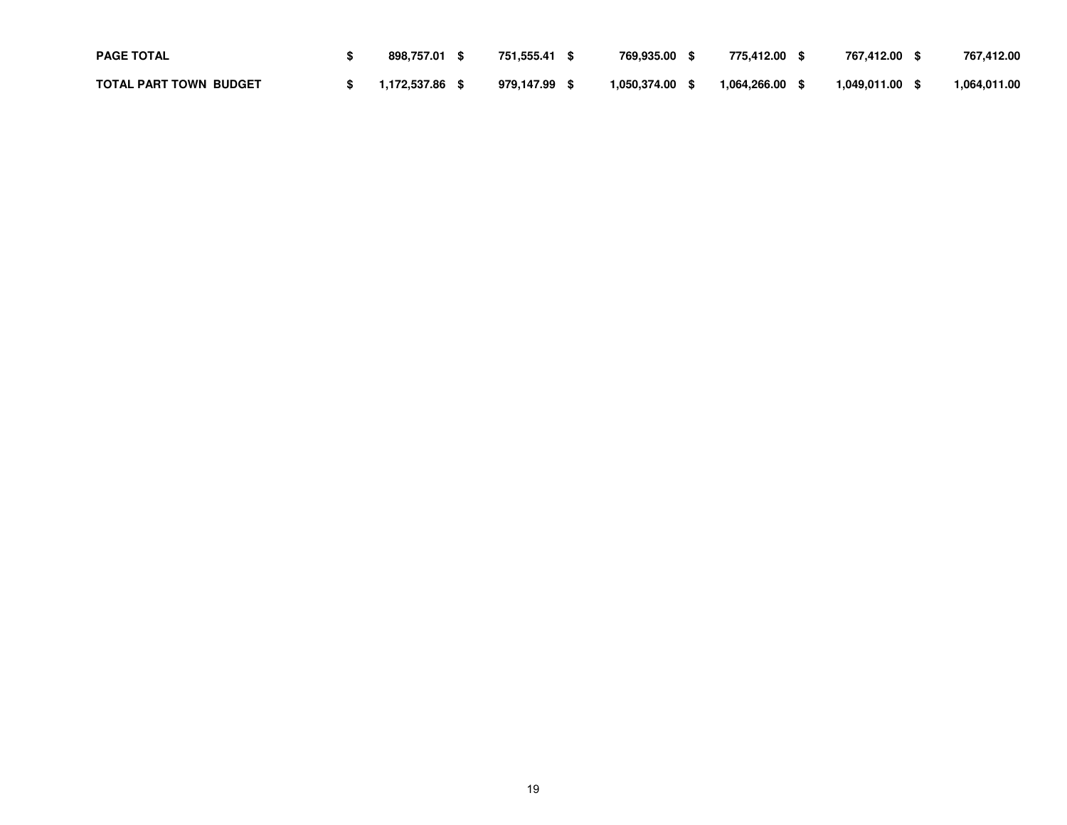|  |  |  |  |  |  |  |
|---|---|---|---|---|---|---|
| **PAGE TOTAL** | **$ 898,757.01** | **$ 751,555.41** | **$ 769,935.00** | **$ 775,412.00** | **$ 767,412.00** | **$ 767,412.00** |
| **TOTAL PART TOWN BUDGET** | **$ 1,172,537.86** | **$ 979,147.99** | **$ 1,050,374.00** | **$ 1,064,266.00** | **$ 1,049,011.00** | **$ 1,064,011.00** |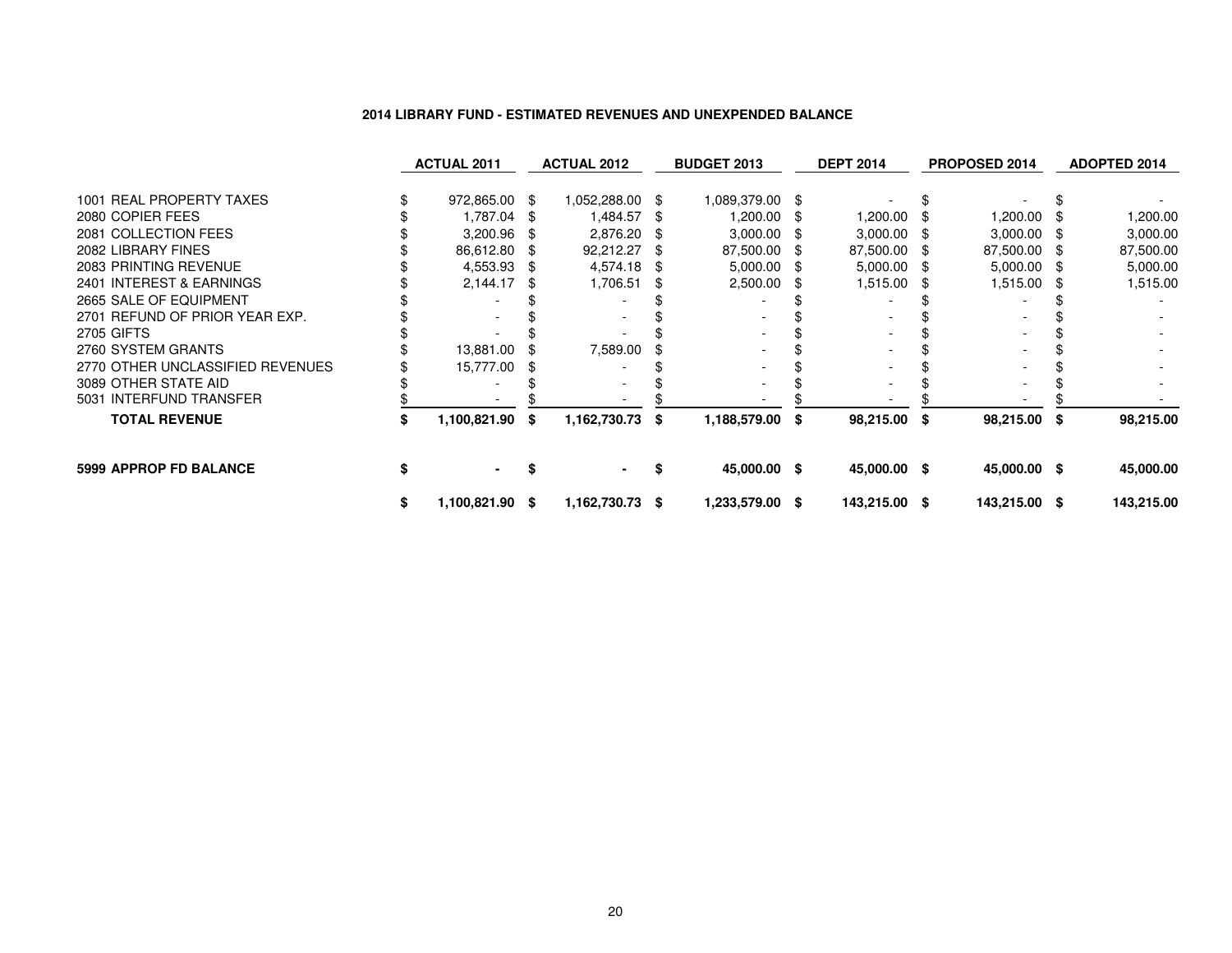**2014 LIBRARY FUND - ESTIMATED REVENUES AND UNEXPENDED BALANCE**

| | ACTUAL 2011 | ACTUAL 2012 | BUDGET 2013 | DEPT 2014 | PROPOSED 2014 | ADOPTED 2014 |
|---|---|---|---|---|---|---|
| 1001 REAL PROPERTY TAXES | $ 972,865.00 | $ 1,052,288.00 | $ 1,089,379.00 | $ - | $ - | $ - |
| 2080 COPIER FEES | $ 1,787.04 | $ 1,484.57 | $ 1,200.00 | $ 1,200.00 | $ 1,200.00 | $ 1,200.00 |
| 2081 COLLECTION FEES | $ 3,200.96 | $ 2,876.20 | $ 3,000.00 | $ 3,000.00 | $ 3,000.00 | $ 3,000.00 |
| 2082 LIBRARY FINES | $ 86,612.80 | $ 92,212.27 | $ 87,500.00 | $ 87,500.00 | $ 87,500.00 | $ 87,500.00 |
| 2083 PRINTING REVENUE | $ 4,553.93 | $ 4,574.18 | $ 5,000.00 | $ 5,000.00 | $ 5,000.00 | $ 5,000.00 |
| 2401 INTEREST & EARNINGS | $ 2,144.17 | $ 1,706.51 | $ 2,500.00 | $ 1,515.00 | $ 1,515.00 | $ 1,515.00 |
| 2665 SALE OF EQUIPMENT | $ - | $ - | $ - | $ - | $ - | $ - |
| 2701 REFUND OF PRIOR YEAR EXP. | $ - | $ - | $ - | $ - | $ - | $ - |
| 2705 GIFTS | $ - | $ - | $ - | $ - | $ - | $ - |
| 2760 SYSTEM GRANTS | $ 13,881.00 | $ 7,589.00 | $ - | $ - | $ - | $ - |
| 2770 OTHER UNCLASSIFIED REVENUES | $ 15,777.00 | $ - | $ - | $ - | $ - | $ - |
| 3089 OTHER STATE AID | $ - | $ - | $ - | $ - | $ - | $ - |
| 5031 INTERFUND TRANSFER | $ - | $ - | $ - | $ - | $ - | $ - |
| **TOTAL REVENUE** | **$ 1,100,821.90** | **$ 1,162,730.73** | **$ 1,188,579.00** | **$ 98,215.00** | **$ 98,215.00** | **$ 98,215.00** |
| **5999 APPROP FD BALANCE** | **$ -** | **$ -** | **$ 45,000.00** | **$ 45,000.00** | **$ 45,000.00** | **$ 45,000.00** |
| | **$ 1,100,821.90** | **$ 1,162,730.73** | **$ 1,233,579.00** | **$ 143,215.00** | **$ 143,215.00** | **$ 143,215.00** |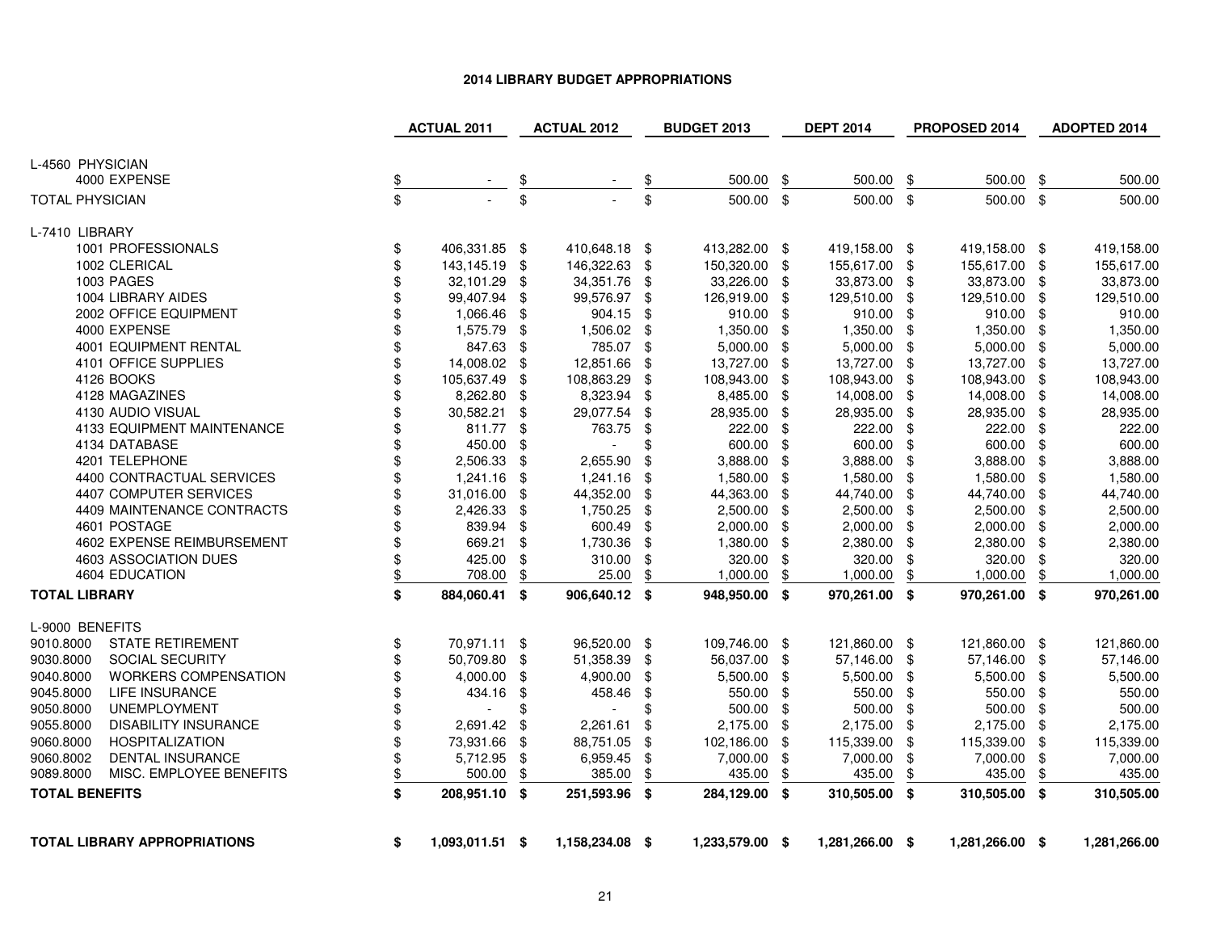# 2014 LIBRARY BUDGET APPROPRIATIONS

| | ACTUAL 2011 | ACTUAL 2012 | BUDGET 2013 | DEPT 2014 | PROPOSED 2014 | ADOPTED 2014 |
|---|---|---|---|---|---|---|
| L-4560 PHYSICIAN | | | | | | |
| 4000 EXPENSE | $ - | $ - | $ 500.00 | $ 500.00 | $ 500.00 | $ 500.00 |
| TOTAL PHYSICIAN | $ - | $ - | $ 500.00 | $ 500.00 | $ 500.00 | $ 500.00 |
| L-7410 LIBRARY | | | | | | |
| 1001 PROFESSIONALS | $ 406,331.85 | $ 410,648.18 | $ 413,282.00 | $ 419,158.00 | $ 419,158.00 | $ 419,158.00 |
| 1002 CLERICAL | $ 143,145.19 | $ 146,322.63 | $ 150,320.00 | $ 155,617.00 | $ 155,617.00 | $ 155,617.00 |
| 1003 PAGES | $ 32,101.29 | $ 34,351.76 | $ 33,226.00 | $ 33,873.00 | $ 33,873.00 | $ 33,873.00 |
| 1004 LIBRARY AIDES | $ 99,407.94 | $ 99,576.97 | $ 126,919.00 | $ 129,510.00 | $ 129,510.00 | $ 129,510.00 |
| 2002 OFFICE EQUIPMENT | $ 1,066.46 | $ 904.15 | $ 910.00 | $ 910.00 | $ 910.00 | $ 910.00 |
| 4000 EXPENSE | $ 1,575.79 | $ 1,506.02 | $ 1,350.00 | $ 1,350.00 | $ 1,350.00 | $ 1,350.00 |
| 4001 EQUIPMENT RENTAL | $ 847.63 | $ 785.07 | $ 5,000.00 | $ 5,000.00 | $ 5,000.00 | $ 5,000.00 |
| 4101 OFFICE SUPPLIES | $ 14,008.02 | $ 12,851.66 | $ 13,727.00 | $ 13,727.00 | $ 13,727.00 | $ 13,727.00 |
| 4126 BOOKS | $ 105,637.49 | $ 108,863.29 | $ 108,943.00 | $ 108,943.00 | $ 108,943.00 | $ 108,943.00 |
| 4128 MAGAZINES | $ 8,262.80 | $ 8,323.94 | $ 8,485.00 | $ 14,008.00 | $ 14,008.00 | $ 14,008.00 |
| 4130 AUDIO VISUAL | $ 30,582.21 | $ 29,077.54 | $ 28,935.00 | $ 28,935.00 | $ 28,935.00 | $ 28,935.00 |
| 4133 EQUIPMENT MAINTENANCE | $ 811.77 | $ 763.75 | $ 222.00 | $ 222.00 | $ 222.00 | $ 222.00 |
| 4134 DATABASE | $ 450.00 | $ - | $ 600.00 | $ 600.00 | $ 600.00 | $ 600.00 |
| 4201 TELEPHONE | $ 2,506.33 | $ 2,655.90 | $ 3,888.00 | $ 3,888.00 | $ 3,888.00 | $ 3,888.00 |
| 4400 CONTRACTUAL SERVICES | $ 1,241.16 | $ 1,241.16 | $ 1,580.00 | $ 1,580.00 | $ 1,580.00 | $ 1,580.00 |
| 4407 COMPUTER SERVICES | $ 31,016.00 | $ 44,352.00 | $ 44,363.00 | $ 44,740.00 | $ 44,740.00 | $ 44,740.00 |
| 4409 MAINTENANCE CONTRACTS | $ 2,426.33 | $ 1,750.25 | $ 2,500.00 | $ 2,500.00 | $ 2,500.00 | $ 2,500.00 |
| 4601 POSTAGE | $ 839.94 | $ 600.49 | $ 2,000.00 | $ 2,000.00 | $ 2,000.00 | $ 2,000.00 |
| 4602 EXPENSE REIMBURSEMENT | $ 669.21 | $ 1,730.36 | $ 1,380.00 | $ 2,380.00 | $ 2,380.00 | $ 2,380.00 |
| 4603 ASSOCIATION DUES | $ 425.00 | $ 310.00 | $ 320.00 | $ 320.00 | $ 320.00 | $ 320.00 |
| 4604 EDUCATION | $ 708.00 | $ 25.00 | $ 1,000.00 | $ 1,000.00 | $ 1,000.00 | $ 1,000.00 |
| **TOTAL LIBRARY** | **$ 884,060.41** | **$ 906,640.12** | **$ 948,950.00** | **$ 970,261.00** | **$ 970,261.00** | **$ 970,261.00** |
| L-9000 BENEFITS | | | | | | |
| 9010.8000 STATE RETIREMENT | $ 70,971.11 | $ 96,520.00 | $ 109,746.00 | $ 121,860.00 | $ 121,860.00 | $ 121,860.00 |
| 9030.8000 SOCIAL SECURITY | $ 50,709.80 | $ 51,358.39 | $ 56,037.00 | $ 57,146.00 | $ 57,146.00 | $ 57,146.00 |
| 9040.8000 WORKERS COMPENSATION | $ 4,000.00 | $ 4,900.00 | $ 5,500.00 | $ 5,500.00 | $ 5,500.00 | $ 5,500.00 |
| 9045.8000 LIFE INSURANCE | $ 434.16 | $ 458.46 | $ 550.00 | $ 550.00 | $ 550.00 | $ 550.00 |
| 9050.8000 UNEMPLOYMENT | $ - | $ - | $ 500.00 | $ 500.00 | $ 500.00 | $ 500.00 |
| 9055.8000 DISABILITY INSURANCE | $ 2,691.42 | $ 2,261.61 | $ 2,175.00 | $ 2,175.00 | $ 2,175.00 | $ 2,175.00 |
| 9060.8000 HOSPITALIZATION | $ 73,931.66 | $ 88,751.05 | $ 102,186.00 | $ 115,339.00 | $ 115,339.00 | $ 115,339.00 |
| 9060.8002 DENTAL INSURANCE | $ 5,712.95 | $ 6,959.45 | $ 7,000.00 | $ 7,000.00 | $ 7,000.00 | $ 7,000.00 |
| 9089.8000 MISC. EMPLOYEE BENEFITS | $ 500.00 | $ 385.00 | $ 435.00 | $ 435.00 | $ 435.00 | $ 435.00 |
| **TOTAL BENEFITS** | **$ 208,951.10** | **$ 251,593.96** | **$ 284,129.00** | **$ 310,505.00** | **$ 310,505.00** | **$ 310,505.00** |
| **TOTAL LIBRARY APPROPRIATIONS** | **$ 1,093,011.51** | **$ 1,158,234.08** | **$ 1,233,579.00** | **$ 1,281,266.00** | **$ 1,281,266.00** | **$ 1,281,266.00** |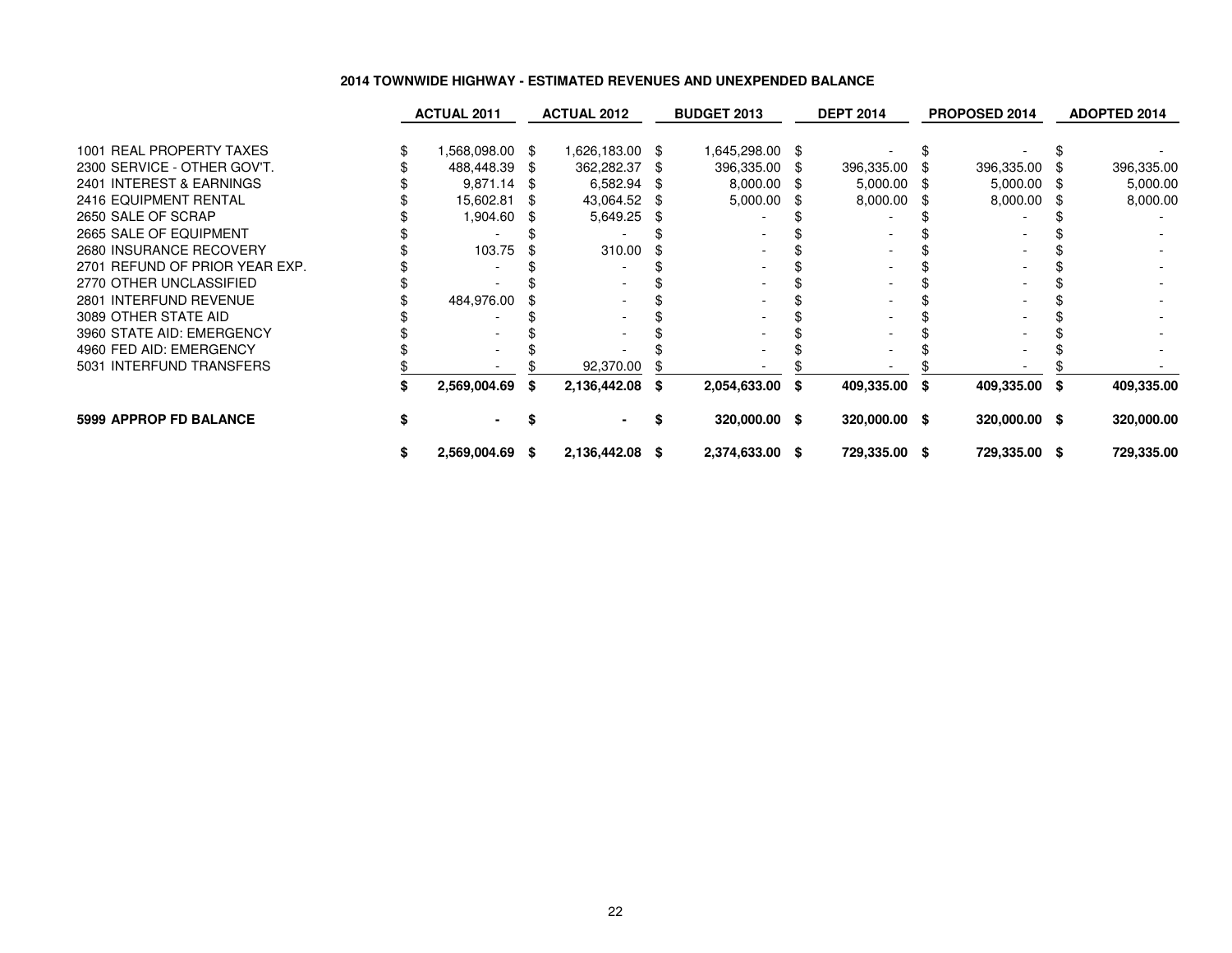## 2014 TOWNWIDE HIGHWAY - ESTIMATED REVENUES AND UNEXPENDED BALANCE

| | ACTUAL 2011 | ACTUAL 2012 | BUDGET 2013 | DEPT 2014 | PROPOSED 2014 | ADOPTED 2014 |
|---|---|---|---|---|---|---|
| 1001 REAL PROPERTY TAXES | $ 1,568,098.00 | $ 1,626,183.00 | $ 1,645,298.00 | $ - | $ - | $ - |
| 2300 SERVICE - OTHER GOV'T. | $ 488,448.39 | $ 362,282.37 | $ 396,335.00 | $ 396,335.00 | $ 396,335.00 | $ 396,335.00 |
| 2401 INTEREST & EARNINGS | $ 9,871.14 | $ 6,582.94 | $ 8,000.00 | $ 5,000.00 | $ 5,000.00 | $ 5,000.00 |
| 2416 EQUIPMENT RENTAL | $ 15,602.81 | $ 43,064.52 | $ 5,000.00 | $ 8,000.00 | $ 8,000.00 | $ 8,000.00 |
| 2650 SALE OF SCRAP | $ 1,904.60 | $ 5,649.25 | $ - | $ - | $ - | $ - |
| 2665 SALE OF EQUIPMENT | $ - | $ - | $ - | $ - | $ - | $ - |
| 2680 INSURANCE RECOVERY | $ 103.75 | $ 310.00 | $ - | $ - | $ - | $ - |
| 2701 REFUND OF PRIOR YEAR EXP. | $ - | $ - | $ - | $ - | $ - | $ - |
| 2770 OTHER UNCLASSIFIED | $ - | $ - | $ - | $ - | $ - | $ - |
| 2801 INTERFUND REVENUE | $ 484,976.00 | $ - | $ - | $ - | $ - | $ - |
| 3089 OTHER STATE AID | $ - | $ - | $ - | $ - | $ - | $ - |
| 3960 STATE AID: EMERGENCY | $ - | $ - | $ - | $ - | $ - | $ - |
| 4960 FED AID: EMERGENCY | $ - | $ - | $ - | $ - | $ - | $ - |
| 5031 INTERFUND TRANSFERS | $ - | $ 92,370.00 | $ - | $ - | $ - | $ - |
| | **$ 2,569,004.69** | **$ 2,136,442.08** | **$ 2,054,633.00** | **$ 409,335.00** | **$ 409,335.00** | **$ 409,335.00** |
| **5999 APPROP FD BALANCE** | **$ -** | **$ -** | **$ 320,000.00** | **$ 320,000.00** | **$ 320,000.00** | **$ 320,000.00** |
| | **$ 2,569,004.69** | **$ 2,136,442.08** | **$ 2,374,633.00** | **$ 729,335.00** | **$ 729,335.00** | **$ 729,335.00** |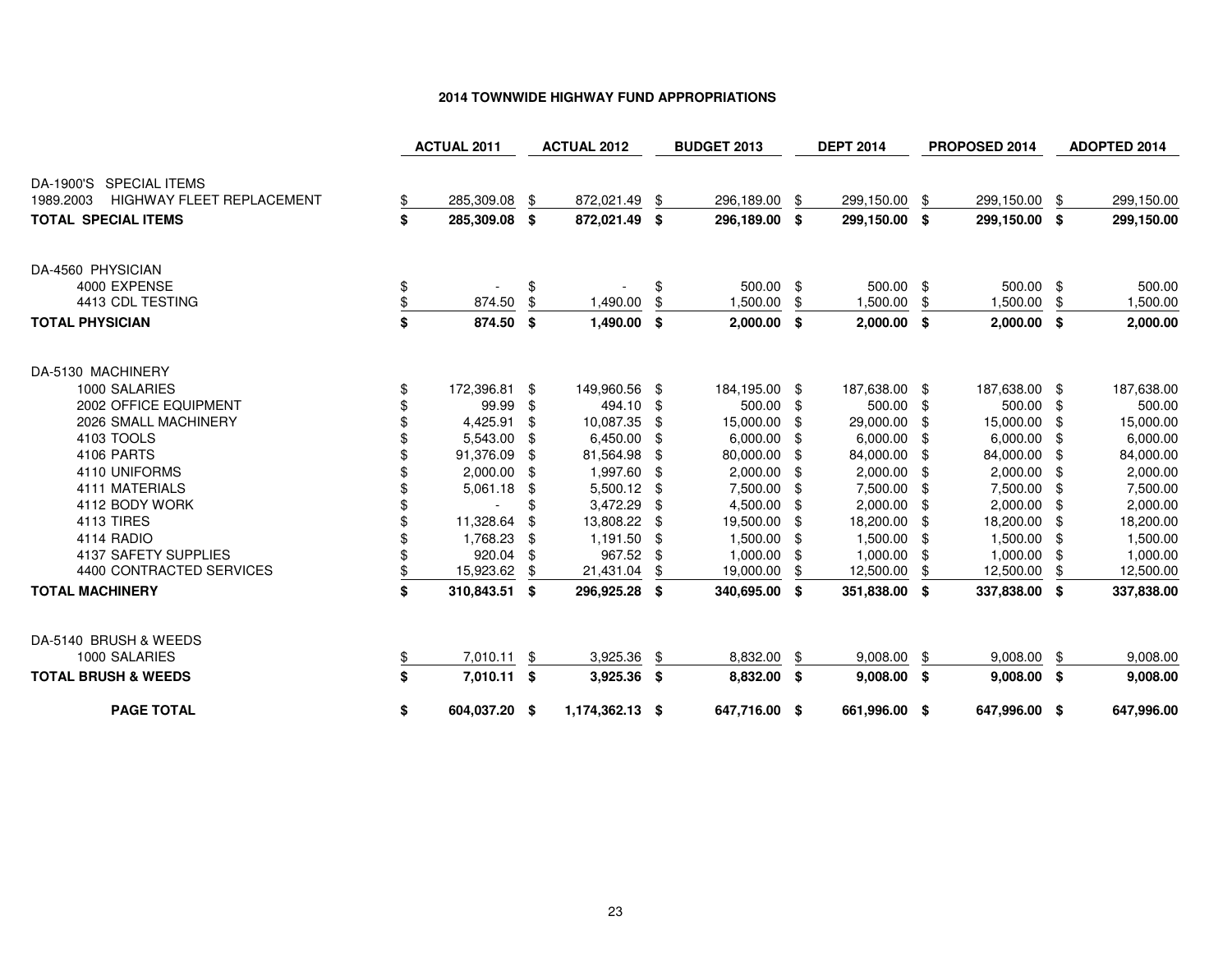## 2014 TOWNWIDE HIGHWAY FUND APPROPRIATIONS

| | ACTUAL 2011 | ACTUAL 2012 | BUDGET 2013 | DEPT 2014 | PROPOSED 2014 | ADOPTED 2014 |
|---|---|---|---|---|---|---|
| DA-1900'S SPECIAL ITEMS | | | | | | |
| 1989.2003 HIGHWAY FLEET REPLACEMENT | $ 285,309.08 | $ 872,021.49 | $ 296,189.00 | $ 299,150.00 | $ 299,150.00 | $ 299,150.00 |
| **TOTAL SPECIAL ITEMS** | **$ 285,309.08** | **$ 872,021.49** | **$ 296,189.00** | **$ 299,150.00** | **$ 299,150.00** | **$ 299,150.00** |
| DA-4560 PHYSICIAN | | | | | | |
| 4000 EXPENSE | $ - | $ - | $ 500.00 | $ 500.00 | $ 500.00 | $ 500.00 |
| 4413 CDL TESTING | $ 874.50 | $ 1,490.00 | $ 1,500.00 | $ 1,500.00 | $ 1,500.00 | $ 1,500.00 |
| **TOTAL PHYSICIAN** | **$ 874.50** | **$ 1,490.00** | **$ 2,000.00** | **$ 2,000.00** | **$ 2,000.00** | **$ 2,000.00** |
| DA-5130 MACHINERY | | | | | | |
| 1000 SALARIES | $ 172,396.81 | $ 149,960.56 | $ 184,195.00 | $ 187,638.00 | $ 187,638.00 | $ 187,638.00 |
| 2002 OFFICE EQUIPMENT | $ 99.99 | $ 494.10 | $ 500.00 | $ 500.00 | $ 500.00 | $ 500.00 |
| 2026 SMALL MACHINERY | $ 4,425.91 | $ 10,087.35 | $ 15,000.00 | $ 29,000.00 | $ 15,000.00 | $ 15,000.00 |
| 4103 TOOLS | $ 5,543.00 | $ 6,450.00 | $ 6,000.00 | $ 6,000.00 | $ 6,000.00 | $ 6,000.00 |
| 4106 PARTS | $ 91,376.09 | $ 81,564.98 | $ 80,000.00 | $ 84,000.00 | $ 84,000.00 | $ 84,000.00 |
| 4110 UNIFORMS | $ 2,000.00 | $ 1,997.60 | $ 2,000.00 | $ 2,000.00 | $ 2,000.00 | $ 2,000.00 |
| 4111 MATERIALS | $ 5,061.18 | $ 5,500.12 | $ 7,500.00 | $ 7,500.00 | $ 7,500.00 | $ 7,500.00 |
| 4112 BODY WORK | $ - | $ 3,472.29 | $ 4,500.00 | $ 2,000.00 | $ 2,000.00 | $ 2,000.00 |
| 4113 TIRES | $ 11,328.64 | $ 13,808.22 | $ 19,500.00 | $ 18,200.00 | $ 18,200.00 | $ 18,200.00 |
| 4114 RADIO | $ 1,768.23 | $ 1,191.50 | $ 1,500.00 | $ 1,500.00 | $ 1,500.00 | $ 1,500.00 |
| 4137 SAFETY SUPPLIES | $ 920.04 | $ 967.52 | $ 1,000.00 | $ 1,000.00 | $ 1,000.00 | $ 1,000.00 |
| 4400 CONTRACTED SERVICES | $ 15,923.62 | $ 21,431.04 | $ 19,000.00 | $ 12,500.00 | $ 12,500.00 | $ 12,500.00 |
| **TOTAL MACHINERY** | **$ 310,843.51** | **$ 296,925.28** | **$ 340,695.00** | **$ 351,838.00** | **$ 337,838.00** | **$ 337,838.00** |
| DA-5140 BRUSH & WEEDS | | | | | | |
| 1000 SALARIES | $ 7,010.11 | $ 3,925.36 | $ 8,832.00 | $ 9,008.00 | $ 9,008.00 | $ 9,008.00 |
| **TOTAL BRUSH & WEEDS** | **$ 7,010.11** | **$ 3,925.36** | **$ 8,832.00** | **$ 9,008.00** | **$ 9,008.00** | **$ 9,008.00** |
| **PAGE TOTAL** | **$ 604,037.20** | **$ 1,174,362.13** | **$ 647,716.00** | **$ 661,996.00** | **$ 647,996.00** | **$ 647,996.00** |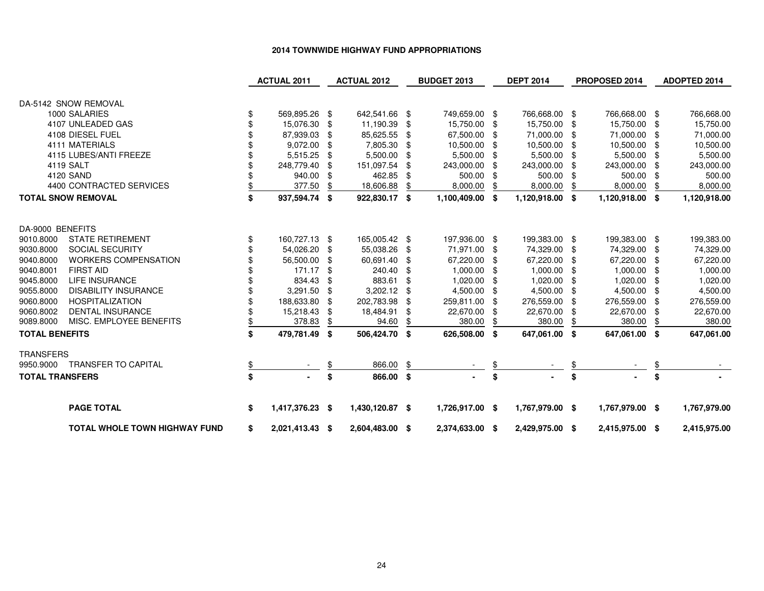# 2014 TOWNWIDE HIGHWAY FUND APPROPRIATIONS

| | ACTUAL 2011 | ACTUAL 2012 | BUDGET 2013 | DEPT 2014 | PROPOSED 2014 | ADOPTED 2014 |
|---|---|---|---|---|---|---|
| DA-5142 SNOW REMOVAL | | | | | | |
| 1000 SALARIES | $ 569,895.26 | $ 642,541.66 | $ 749,659.00 | $ 766,668.00 | $ 766,668.00 | $ 766,668.00 |
| 4107 UNLEADED GAS | $ 15,076.30 | $ 11,190.39 | $ 15,750.00 | $ 15,750.00 | $ 15,750.00 | $ 15,750.00 |
| 4108 DIESEL FUEL | $ 87,939.03 | $ 85,625.55 | $ 67,500.00 | $ 71,000.00 | $ 71,000.00 | $ 71,000.00 |
| 4111 MATERIALS | $ 9,072.00 | $ 7,805.30 | $ 10,500.00 | $ 10,500.00 | $ 10,500.00 | $ 10,500.00 |
| 4115 LUBES/ANTI FREEZE | $ 5,515.25 | $ 5,500.00 | $ 5,500.00 | $ 5,500.00 | $ 5,500.00 | $ 5,500.00 |
| 4119 SALT | $ 248,779.40 | $ 151,097.54 | $ 243,000.00 | $ 243,000.00 | $ 243,000.00 | $ 243,000.00 |
| 4120 SAND | $ 940.00 | $ 462.85 | $ 500.00 | $ 500.00 | $ 500.00 | $ 500.00 |
| 4400 CONTRACTED SERVICES | $ 377.50 | $ 18,606.88 | $ 8,000.00 | $ 8,000.00 | $ 8,000.00 | $ 8,000.00 |
| **TOTAL SNOW REMOVAL** | **$ 937,594.74** | **$ 922,830.17** | **$ 1,100,409.00** | **$ 1,120,918.00** | **$ 1,120,918.00** | **$ 1,120,918.00** |
| DA-9000 BENEFITS | | | | | | |
| 9010.8000 STATE RETIREMENT | $ 160,727.13 | $ 165,005.42 | $ 197,936.00 | $ 199,383.00 | $ 199,383.00 | $ 199,383.00 |
| 9030.8000 SOCIAL SECURITY | $ 54,026.20 | $ 55,038.26 | $ 71,971.00 | $ 74,329.00 | $ 74,329.00 | $ 74,329.00 |
| 9040.8000 WORKERS COMPENSATION | $ 56,500.00 | $ 60,691.40 | $ 67,220.00 | $ 67,220.00 | $ 67,220.00 | $ 67,220.00 |
| 9040.8001 FIRST AID | $ 171.17 | $ 240.40 | $ 1,000.00 | $ 1,000.00 | $ 1,000.00 | $ 1,000.00 |
| 9045.8000 LIFE INSURANCE | $ 834.43 | $ 883.61 | $ 1,020.00 | $ 1,020.00 | $ 1,020.00 | $ 1,020.00 |
| 9055.8000 DISABILITY INSURANCE | $ 3,291.50 | $ 3,202.12 | $ 4,500.00 | $ 4,500.00 | $ 4,500.00 | $ 4,500.00 |
| 9060.8000 HOSPITALIZATION | $ 188,633.80 | $ 202,783.98 | $ 259,811.00 | $ 276,559.00 | $ 276,559.00 | $ 276,559.00 |
| 9060.8002 DENTAL INSURANCE | $ 15,218.43 | $ 18,484.91 | $ 22,670.00 | $ 22,670.00 | $ 22,670.00 | $ 22,670.00 |
| 9089.8000 MISC. EMPLOYEE BENEFITS | $ 378.83 | $ 94.60 | $ 380.00 | $ 380.00 | $ 380.00 | $ 380.00 |
| **TOTAL BENEFITS** | **$ 479,781.49** | **$ 506,424.70** | **$ 626,508.00** | **$ 647,061.00** | **$ 647,061.00** | **$ 647,061.00** |
| TRANSFERS | | | | | | |
| 9950.9000 TRANSFER TO CAPITAL | $ - | $ 866.00 | $ - | $ - | $ - | $ - |
| **TOTAL TRANSFERS** | **$ -** | **$ 866.00** | **$ -** | **$ -** | **$ -** | **$ -** |
| **PAGE TOTAL** | **$ 1,417,376.23** | **$ 1,430,120.87** | **$ 1,726,917.00** | **$ 1,767,979.00** | **$ 1,767,979.00** | **$ 1,767,979.00** |
| **TOTAL WHOLE TOWN HIGHWAY FUND** | **$ 2,021,413.43** | **$ 2,604,483.00** | **$ 2,374,633.00** | **$ 2,429,975.00** | **$ 2,415,975.00** | **$ 2,415,975.00** |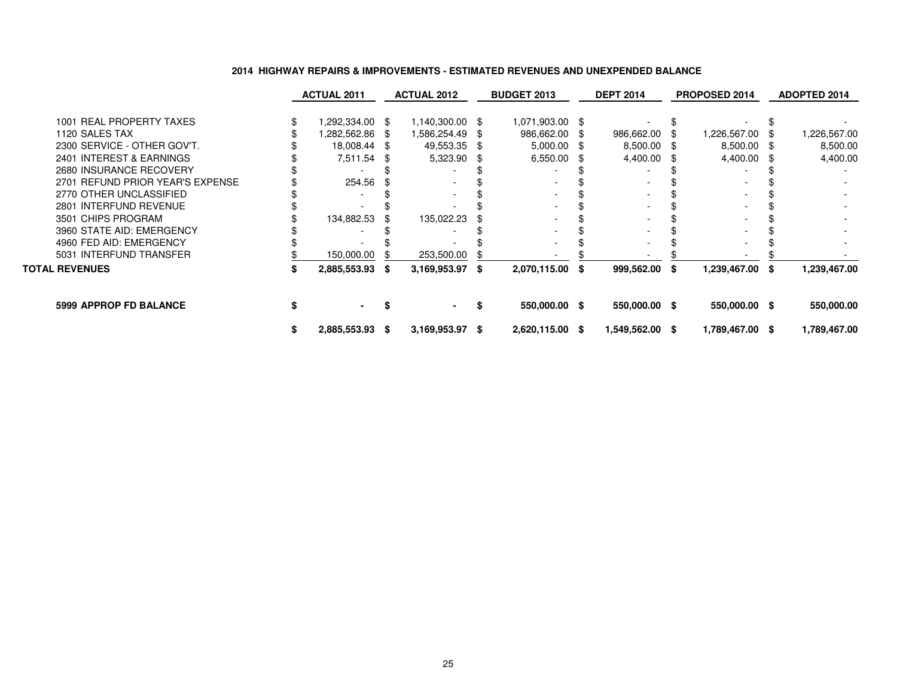## 2014 HIGHWAY REPAIRS & IMPROVEMENTS - ESTIMATED REVENUES AND UNEXPENDED BALANCE

| | ACTUAL 2011 | ACTUAL 2012 | BUDGET 2013 | DEPT 2014 | PROPOSED 2014 | ADOPTED 2014 |
|---|---|---|---|---|---|---|
| 1001 REAL PROPERTY TAXES | $ 1,292,334.00 | $ 1,140,300.00 | $ 1,071,903.00 | $ - | $ - | $ - |
| 1120 SALES TAX | $ 1,282,562.86 | $ 1,586,254.49 | $ 986,662.00 | $ 986,662.00 | $ 1,226,567.00 | $ 1,226,567.00 |
| 2300 SERVICE - OTHER GOV'T. | $ 18,008.44 | $ 49,553.35 | $ 5,000.00 | $ 8,500.00 | $ 8,500.00 | $ 8,500.00 |
| 2401 INTEREST & EARNINGS | $ 7,511.54 | $ 5,323.90 | $ 6,550.00 | $ 4,400.00 | $ 4,400.00 | $ 4,400.00 |
| 2680 INSURANCE RECOVERY | $ - | $ - | $ - | $ - | $ - | $ - |
| 2701 REFUND PRIOR YEAR'S EXPENSE | $ 254.56 | $ - | $ - | $ - | $ - | $ - |
| 2770 OTHER UNCLASSIFIED | $ - | $ - | $ - | $ - | $ - | $ - |
| 2801 INTERFUND REVENUE | $ - | $ - | $ - | $ - | $ - | $ - |
| 3501 CHIPS PROGRAM | $ 134,882.53 | $ 135,022.23 | $ - | $ - | $ - | $ - |
| 3960 STATE AID: EMERGENCY | $ - | $ - | $ - | $ - | $ - | $ - |
| 4960 FED AID: EMERGENCY | $ - | $ - | $ - | $ - | $ - | $ - |
| 5031 INTERFUND TRANSFER | $ 150,000.00 | $ 253,500.00 | $ - | $ - | $ - | $ - |
| **TOTAL REVENUES** | **$ 2,885,553.93** | **$ 3,169,953.97** | **$ 2,070,115.00** | **$ 999,562.00** | **$ 1,239,467.00** | **$ 1,239,467.00** |
| **5999 APPROP FD BALANCE** | **$ -** | **$ -** | **$ 550,000.00** | **$ 550,000.00** | **$ 550,000.00** | **$ 550,000.00** |
| | **$ 2,885,553.93** | **$ 3,169,953.97** | **$ 2,620,115.00** | **$ 1,549,562.00** | **$ 1,789,467.00** | **$ 1,789,467.00** |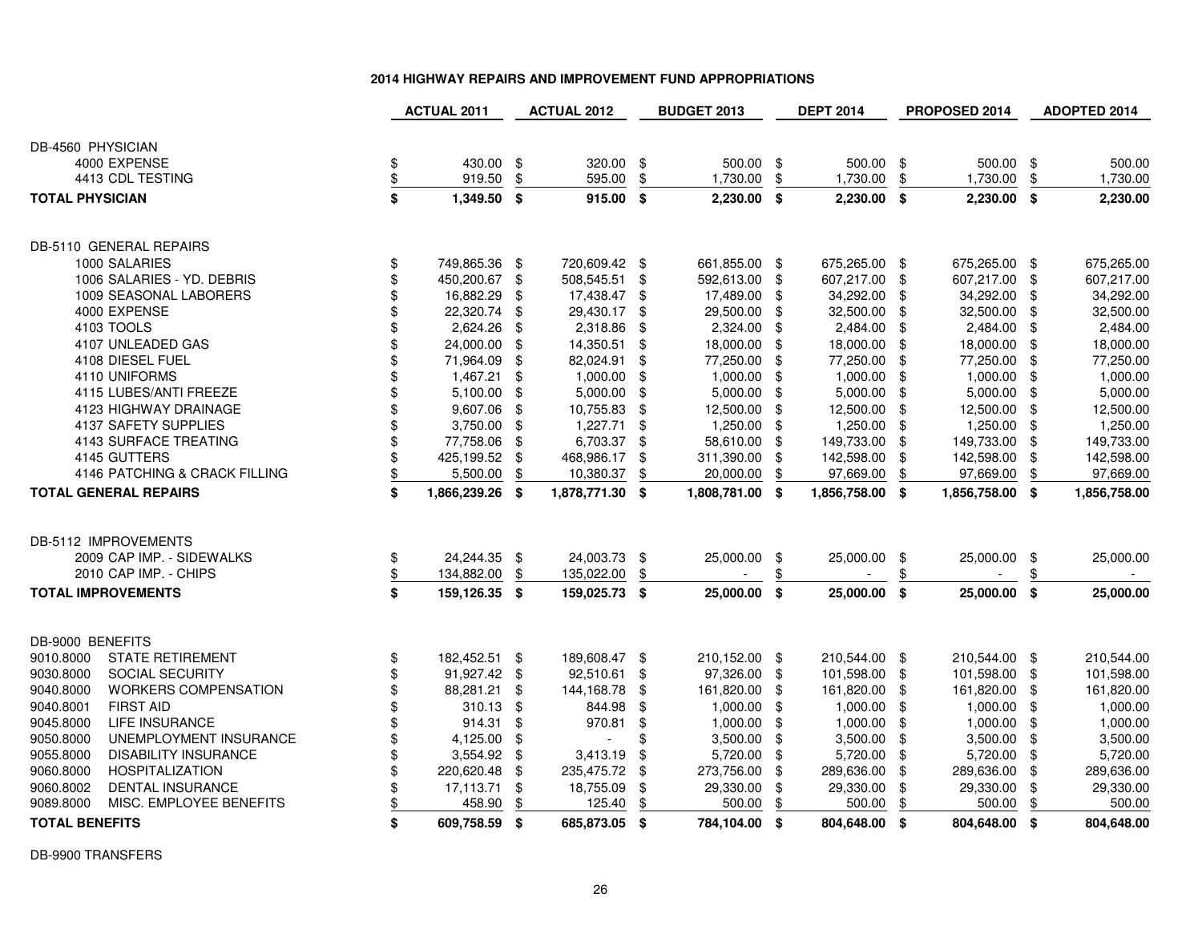## 2014 HIGHWAY REPAIRS AND IMPROVEMENT FUND APPROPRIATIONS

| | ACTUAL 2011 | ACTUAL 2012 | BUDGET 2013 | DEPT 2014 | PROPOSED 2014 | ADOPTED 2014 |
|---|---|---|---|---|---|---|
| DB-4560 PHYSICIAN | | | | | | |
| 4000 EXPENSE | $ 430.00 | $ 320.00 | $ 500.00 | $ 500.00 | $ 500.00 | $ 500.00 |
| 4413 CDL TESTING | $ 919.50 | $ 595.00 | $ 1,730.00 | $ 1,730.00 | $ 1,730.00 | $ 1,730.00 |
| **TOTAL PHYSICIAN** | **$ 1,349.50** | **$ 915.00** | **$ 2,230.00** | **$ 2,230.00** | **$ 2,230.00** | **$ 2,230.00** |
| DB-5110 GENERAL REPAIRS | | | | | | |
| 1000 SALARIES | $ 749,865.36 | $ 720,609.42 | $ 661,855.00 | $ 675,265.00 | $ 675,265.00 | $ 675,265.00 |
| 1006 SALARIES - YD. DEBRIS | $ 450,200.67 | $ 508,545.51 | $ 592,613.00 | $ 607,217.00 | $ 607,217.00 | $ 607,217.00 |
| 1009 SEASONAL LABORERS | $ 16,882.29 | $ 17,438.47 | $ 17,489.00 | $ 34,292.00 | $ 34,292.00 | $ 34,292.00 |
| 4000 EXPENSE | $ 22,320.74 | $ 29,430.17 | $ 29,500.00 | $ 32,500.00 | $ 32,500.00 | $ 32,500.00 |
| 4103 TOOLS | $ 2,624.26 | $ 2,318.86 | $ 2,324.00 | $ 2,484.00 | $ 2,484.00 | $ 2,484.00 |
| 4107 UNLEADED GAS | $ 24,000.00 | $ 14,350.51 | $ 18,000.00 | $ 18,000.00 | $ 18,000.00 | $ 18,000.00 |
| 4108 DIESEL FUEL | $ 71,964.09 | $ 82,024.91 | $ 77,250.00 | $ 77,250.00 | $ 77,250.00 | $ 77,250.00 |
| 4110 UNIFORMS | $ 1,467.21 | $ 1,000.00 | $ 1,000.00 | $ 1,000.00 | $ 1,000.00 | $ 1,000.00 |
| 4115 LUBES/ANTI FREEZE | $ 5,100.00 | $ 5,000.00 | $ 5,000.00 | $ 5,000.00 | $ 5,000.00 | $ 5,000.00 |
| 4123 HIGHWAY DRAINAGE | $ 9,607.06 | $ 10,755.83 | $ 12,500.00 | $ 12,500.00 | $ 12,500.00 | $ 12,500.00 |
| 4137 SAFETY SUPPLIES | $ 3,750.00 | $ 1,227.71 | $ 1,250.00 | $ 1,250.00 | $ 1,250.00 | $ 1,250.00 |
| 4143 SURFACE TREATING | $ 77,758.06 | $ 6,703.37 | $ 58,610.00 | $ 149,733.00 | $ 149,733.00 | $ 149,733.00 |
| 4145 GUTTERS | $ 425,199.52 | $ 468,986.17 | $ 311,390.00 | $ 142,598.00 | $ 142,598.00 | $ 142,598.00 |
| 4146 PATCHING & CRACK FILLING | $ 5,500.00 | $ 10,380.37 | $ 20,000.00 | $ 97,669.00 | $ 97,669.00 | $ 97,669.00 |
| **TOTAL GENERAL REPAIRS** | **$ 1,866,239.26** | **$ 1,878,771.30** | **$ 1,808,781.00** | **$ 1,856,758.00** | **$ 1,856,758.00** | **$ 1,856,758.00** |
| DB-5112 IMPROVEMENTS | | | | | | |
| 2009 CAP IMP. - SIDEWALKS | $ 24,244.35 | $ 24,003.73 | $ 25,000.00 | $ 25,000.00 | $ 25,000.00 | $ 25,000.00 |
| 2010 CAP IMP. - CHIPS | $ 134,882.00 | $ 135,022.00 | $ - | $ - | $ - | $ - |
| **TOTAL IMPROVEMENTS** | **$ 159,126.35** | **$ 159,025.73** | **$ 25,000.00** | **$ 25,000.00** | **$ 25,000.00** | **$ 25,000.00** |
| DB-9000 BENEFITS | | | | | | |
| 9010.8000 STATE RETIREMENT | $ 182,452.51 | $ 189,608.47 | $ 210,152.00 | $ 210,544.00 | $ 210,544.00 | $ 210,544.00 |
| 9030.8000 SOCIAL SECURITY | $ 91,927.42 | $ 92,510.61 | $ 97,326.00 | $ 101,598.00 | $ 101,598.00 | $ 101,598.00 |
| 9040.8000 WORKERS COMPENSATION | $ 88,281.21 | $ 144,168.78 | $ 161,820.00 | $ 161,820.00 | $ 161,820.00 | $ 161,820.00 |
| 9040.8001 FIRST AID | $ 310.13 | $ 844.98 | $ 1,000.00 | $ 1,000.00 | $ 1,000.00 | $ 1,000.00 |
| 9045.8000 LIFE INSURANCE | $ 914.31 | $ 970.81 | $ 1,000.00 | $ 1,000.00 | $ 1,000.00 | $ 1,000.00 |
| 9050.8000 UNEMPLOYMENT INSURANCE | $ 4,125.00 | $ - | $ 3,500.00 | $ 3,500.00 | $ 3,500.00 | $ 3,500.00 |
| 9055.8000 DISABILITY INSURANCE | $ 3,554.92 | $ 3,413.19 | $ 5,720.00 | $ 5,720.00 | $ 5,720.00 | $ 5,720.00 |
| 9060.8000 HOSPITALIZATION | $ 220,620.48 | $ 235,475.72 | $ 273,756.00 | $ 289,636.00 | $ 289,636.00 | $ 289,636.00 |
| 9060.8002 DENTAL INSURANCE | $ 17,113.71 | $ 18,755.09 | $ 29,330.00 | $ 29,330.00 | $ 29,330.00 | $ 29,330.00 |
| 9089.8000 MISC. EMPLOYEE BENEFITS | $ 458.90 | $ 125.40 | $ 500.00 | $ 500.00 | $ 500.00 | $ 500.00 |
| **TOTAL BENEFITS** | **$ 609,758.59** | **$ 685,873.05** | **$ 784,104.00** | **$ 804,648.00** | **$ 804,648.00** | **$ 804,648.00** |
| DB-9900 TRANSFERS | | | | | | |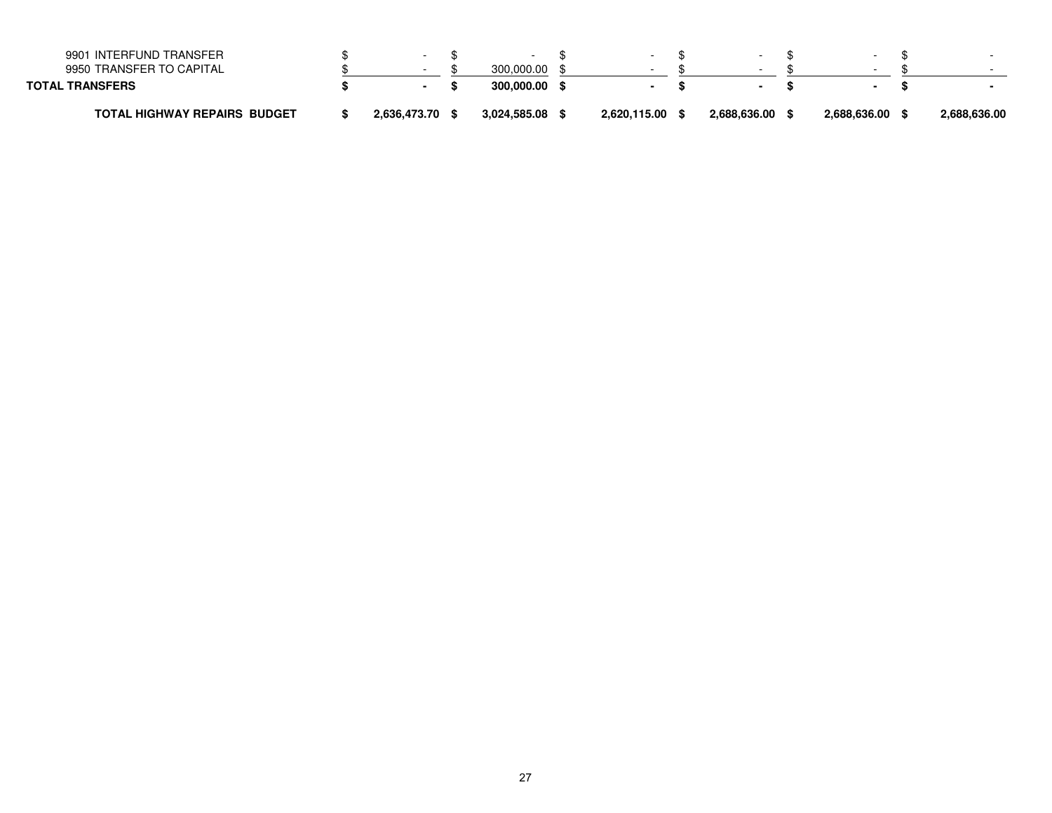| | | | | | | |
|---|---|---|---|---|---|---|
| 9901 INTERFUND TRANSFER | $ - | $ - | $ - | $ - | $ - | $ - |
| 9950 TRANSFER TO CAPITAL | $ - | $ 300,000.00 | $ - | $ - | $ - | $ - |
| **TOTAL TRANSFERS** | **$ -** | **$ 300,000.00** | **$ -** | **$ -** | **$ -** | **$ -** |
| **TOTAL HIGHWAY REPAIRS BUDGET** | **$ 2,636,473.70** | **$ 3,024,585.08** | **$ 2,620,115.00** | **$ 2,688,636.00** | **$ 2,688,636.00** | **$ 2,688,636.00** |